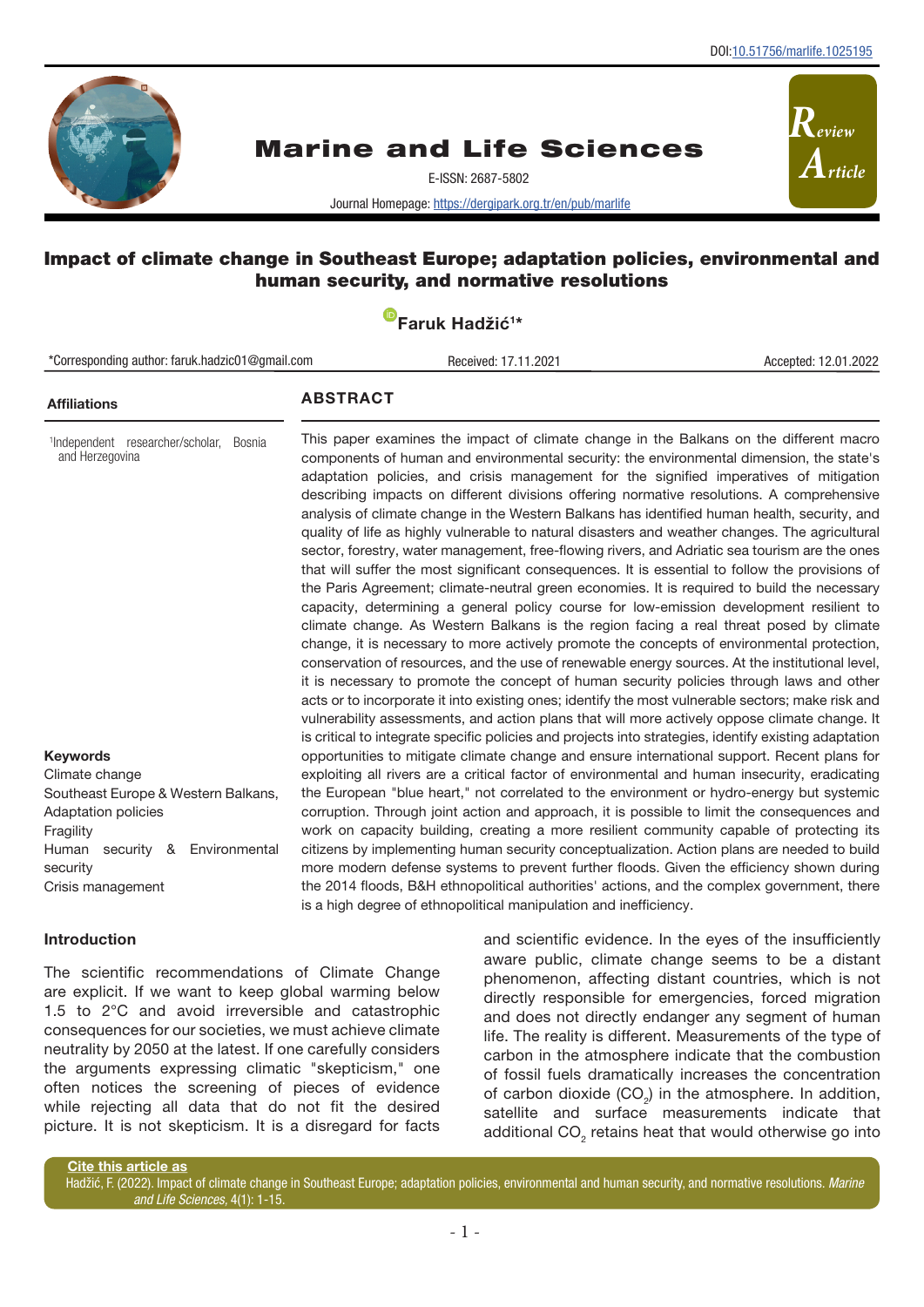DOI:10.51756/marlife.1025195

# Marine and Life Sciences

E-ISSN: 2687-5802

Journal Homepage: https://dergipark.org.tr/en/pub/marlife

Review Article

# Impact of climate change in Southeast Europe; adaptation policies, environmental and human security, and normative resolutions

**Faruk Hadžić[1]***

*Corresponding author: faruk.hadzic01@gmail.com

Received: 17.11.2021

Accepted: 12.01.2022

**Affiliations**

[1]Independent researcher/scholar, Bosnia and Herzegovina

## ABSTRACT

This paper examines the impact of climate change in the Balkans on the different macro components of human and environmental security: the environmental dimension, the state's adaptation policies, and crisis management for the signified imperatives of mitigation describing impacts on different divisions offering normative resolutions. A comprehensive analysis of climate change in the Western Balkans has identified human health, security, and quality of life as highly vulnerable to natural disasters and weather changes. The agricultural sector, forestry, water management, free-flowing rivers, and Adriatic sea tourism are the ones that will suffer the most significant consequences. It is essential to follow the provisions of the Paris Agreement; climate-neutral green economies. It is required to build the necessary capacity, determining a general policy course for low-emission development resilient to climate change. As Western Balkans is the region facing a real threat posed by climate change, it is necessary to more actively promote the concepts of environmental protection, conservation of resources, and the use of renewable energy sources. At the institutional level, it is necessary to promote the concept of human security policies through laws and other acts or to incorporate it into existing ones; identify the most vulnerable sectors; make risk and vulnerability assessments, and action plans that will more actively oppose climate change. It is critical to integrate specific policies and projects into strategies, identify existing adaptation opportunities to mitigate climate change and ensure international support. Recent plans for exploiting all rivers are a critical factor of environmental and human insecurity, eradicating the European "blue heart," not correlated to the environment or hydro-energy but systemic corruption. Through joint action and approach, it is possible to limit the consequences and work on capacity building, creating a more resilient community capable of protecting its citizens by implementing human security conceptualization. Action plans are needed to build more modern defense systems to prevent further floods. Given the efficiency shown during the 2014 floods, B&H ethnopolitical authorities' actions, and the complex government, there is a high degree of ethnopolitical manipulation and inefficiency.

**Keywords**

Climate change
Southeast Europe & Western Balkans,
Adaptation policies
Fragility
Human security & Environmental security
Crisis management

## Introduction

The scientific recommendations of Climate Change are explicit. If we want to keep global warming below 1.5 to 2°C and avoid irreversible and catastrophic consequences for our societies, we must achieve climate neutrality by 2050 at the latest. If one carefully considers the arguments expressing climatic "skepticism," one often notices the screening of pieces of evidence while rejecting all data that do not fit the desired picture. It is not skepticism. It is a disregard for facts and scientific evidence. In the eyes of the insufficiently aware public, climate change seems to be a distant phenomenon, affecting distant countries, which is not directly responsible for emergencies, forced migration and does not directly endanger any segment of human life. The reality is different. Measurements of the type of carbon in the atmosphere indicate that the combustion of fossil fuels dramatically increases the concentration of carbon dioxide ($CO_2$) in the atmosphere. In addition, satellite and surface measurements indicate that additional $CO_2$ retains heat that would otherwise go into

**Cite this article as**
Hadžić, F. (2022). Impact of climate change in Southeast Europe; adaptation policies, environmental and human security, and normative resolutions. *Marine and Life Sciences*, 4(1): 1-15.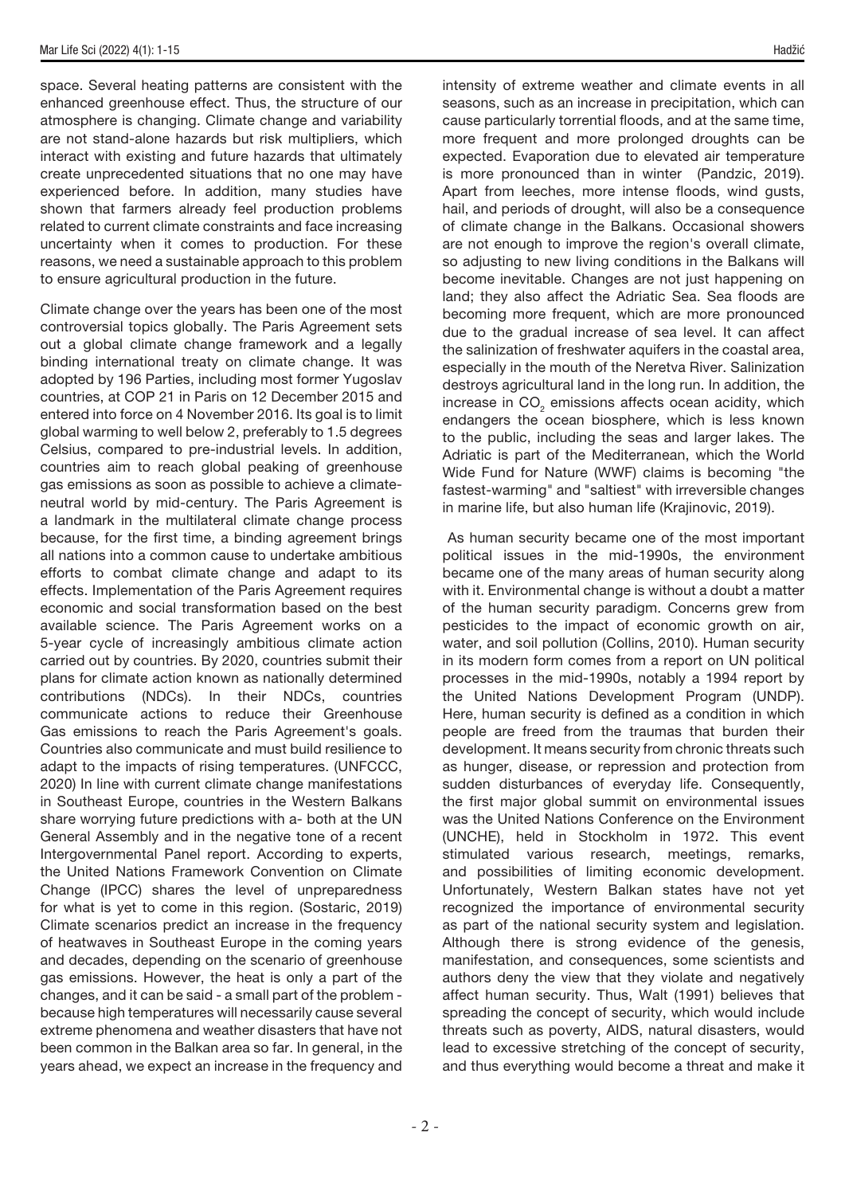space. Several heating patterns are consistent with the enhanced greenhouse effect. Thus, the structure of our atmosphere is changing. Climate change and variability are not stand-alone hazards but risk multipliers, which interact with existing and future hazards that ultimately create unprecedented situations that no one may have experienced before. In addition, many studies have shown that farmers already feel production problems related to current climate constraints and face increasing uncertainty when it comes to production. For these reasons, we need a sustainable approach to this problem to ensure agricultural production in the future.

Climate change over the years has been one of the most controversial topics globally. The Paris Agreement sets out a global climate change framework and a legally binding international treaty on climate change. It was adopted by 196 Parties, including most former Yugoslav countries, at COP 21 in Paris on 12 December 2015 and entered into force on 4 November 2016. Its goal is to limit global warming to well below 2, preferably to 1.5 degrees Celsius, compared to pre-industrial levels. In addition, countries aim to reach global peaking of greenhouse gas emissions as soon as possible to achieve a climate-neutral world by mid-century. The Paris Agreement is a landmark in the multilateral climate change process because, for the first time, a binding agreement brings all nations into a common cause to undertake ambitious efforts to combat climate change and adapt to its effects. Implementation of the Paris Agreement requires economic and social transformation based on the best available science. The Paris Agreement works on a 5-year cycle of increasingly ambitious climate action carried out by countries. By 2020, countries submit their plans for climate action known as nationally determined contributions (NDCs). In their NDCs, countries communicate actions to reduce their Greenhouse Gas emissions to reach the Paris Agreement's goals. Countries also communicate and must build resilience to adapt to the impacts of rising temperatures. (UNFCCC, 2020) In line with current climate change manifestations in Southeast Europe, countries in the Western Balkans share worrying future predictions with a- both at the UN General Assembly and in the negative tone of a recent Intergovernmental Panel report. According to experts, the United Nations Framework Convention on Climate Change (IPCC) shares the level of unpreparedness for what is yet to come in this region. (Sostaric, 2019) Climate scenarios predict an increase in the frequency of heatwaves in Southeast Europe in the coming years and decades, depending on the scenario of greenhouse gas emissions. However, the heat is only a part of the changes, and it can be said - a small part of the problem - because high temperatures will necessarily cause several extreme phenomena and weather disasters that have not been common in the Balkan area so far. In general, in the years ahead, we expect an increase in the frequency and intensity of extreme weather and climate events in all seasons, such as an increase in precipitation, which can cause particularly torrential floods, and at the same time, more frequent and more prolonged droughts can be expected. Evaporation due to elevated air temperature is more pronounced than in winter (Pandzic, 2019). Apart from leeches, more intense floods, wind gusts, hail, and periods of drought, will also be a consequence of climate change in the Balkans. Occasional showers are not enough to improve the region's overall climate, so adjusting to new living conditions in the Balkans will become inevitable. Changes are not just happening on land; they also affect the Adriatic Sea. Sea floods are becoming more frequent, which are more pronounced due to the gradual increase of sea level. It can affect the salinization of freshwater aquifers in the coastal area, especially in the mouth of the Neretva River. Salinization destroys agricultural land in the long run. In addition, the increase in $CO_2$ emissions affects ocean acidity, which endangers the ocean biosphere, which is less known to the public, including the seas and larger lakes. The Adriatic is part of the Mediterranean, which the World Wide Fund for Nature (WWF) claims is becoming "the fastest-warming" and "saltiest" with irreversible changes in marine life, but also human life (Krajinovic, 2019).

As human security became one of the most important political issues in the mid-1990s, the environment became one of the many areas of human security along with it. Environmental change is without a doubt a matter of the human security paradigm. Concerns grew from pesticides to the impact of economic growth on air, water, and soil pollution (Collins, 2010). Human security in its modern form comes from a report on UN political processes in the mid-1990s, notably a 1994 report by the United Nations Development Program (UNDP). Here, human security is defined as a condition in which people are freed from the traumas that burden their development. It means security from chronic threats such as hunger, disease, or repression and protection from sudden disturbances of everyday life. Consequently, the first major global summit on environmental issues was the United Nations Conference on the Environment (UNCHE), held in Stockholm in 1972. This event stimulated various research, meetings, remarks, and possibilities of limiting economic development. Unfortunately, Western Balkan states have not yet recognized the importance of environmental security as part of the national security system and legislation. Although there is strong evidence of the genesis, manifestation, and consequences, some scientists and authors deny the view that they violate and negatively affect human security. Thus, Walt (1991) believes that spreading the concept of security, which would include threats such as poverty, AIDS, natural disasters, would lead to excessive stretching of the concept of security, and thus everything would become a threat and make it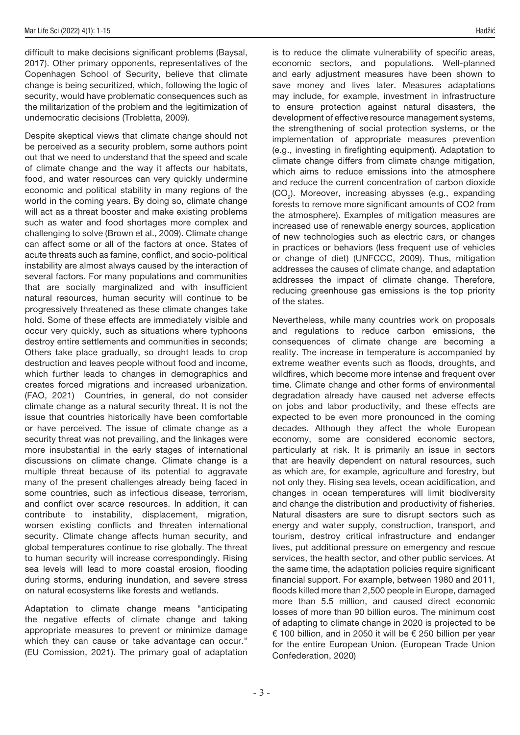difficult to make decisions significant problems (Baysal, 2017). Other primary opponents, representatives of the Copenhagen School of Security, believe that climate change is being securitized, which, following the logic of security, would have problematic consequences such as the militarization of the problem and the legitimization of undemocratic decisions (Trobletta, 2009).

Despite skeptical views that climate change should not be perceived as a security problem, some authors point out that we need to understand that the speed and scale of climate change and the way it affects our habitats, food, and water resources can very quickly undermine economic and political stability in many regions of the world in the coming years. By doing so, climate change will act as a threat booster and make existing problems such as water and food shortages more complex and challenging to solve (Brown et al., 2009). Climate change can affect some or all of the factors at once. States of acute threats such as famine, conflict, and socio-political instability are almost always caused by the interaction of several factors. For many populations and communities that are socially marginalized and with insufficient natural resources, human security will continue to be progressively threatened as these climate changes take hold. Some of these effects are immediately visible and occur very quickly, such as situations where typhoons destroy entire settlements and communities in seconds; Others take place gradually, so drought leads to crop destruction and leaves people without food and income, which further leads to changes in demographics and creates forced migrations and increased urbanization. (FAO, 2021) Countries, in general, do not consider climate change as a natural security threat. It is not the issue that countries historically have been comfortable or have perceived. The issue of climate change as a security threat was not prevailing, and the linkages were more insubstantial in the early stages of international discussions on climate change. Climate change is a multiple threat because of its potential to aggravate many of the present challenges already being faced in some countries, such as infectious disease, terrorism, and conflict over scarce resources. In addition, it can contribute to instability, displacement, migration, worsen existing conflicts and threaten international security. Climate change affects human security, and global temperatures continue to rise globally. The threat to human security will increase correspondingly. Rising sea levels will lead to more coastal erosion, flooding during storms, enduring inundation, and severe stress on natural ecosystems like forests and wetlands.

Adaptation to climate change means "anticipating the negative effects of climate change and taking appropriate measures to prevent or minimize damage which they can cause or take advantage can occur." (EU Comission, 2021). The primary goal of adaptation is to reduce the climate vulnerability of specific areas, economic sectors, and populations. Well-planned and early adjustment measures have been shown to save money and lives later. Measures adaptations may include, for example, investment in infrastructure to ensure protection against natural disasters, the development of effective resource management systems, the strengthening of social protection systems, or the implementation of appropriate measures prevention (e.g., investing in firefighting equipment). Adaptation to climate change differs from climate change mitigation, which aims to reduce emissions into the atmosphere and reduce the current concentration of carbon dioxide ($CO_2$). Moreover, increasing abysses (e.g., expanding forests to remove more significant amounts of CO2 from the atmosphere). Examples of mitigation measures are increased use of renewable energy sources, application of new technologies such as electric cars, or changes in practices or behaviors (less frequent use of vehicles or change of diet) (UNFCCC, 2009). Thus, mitigation addresses the causes of climate change, and adaptation addresses the impact of climate change. Therefore, reducing greenhouse gas emissions is the top priority of the states.

Nevertheless, while many countries work on proposals and regulations to reduce carbon emissions, the consequences of climate change are becoming a reality. The increase in temperature is accompanied by extreme weather events such as floods, droughts, and wildfires, which become more intense and frequent over time. Climate change and other forms of environmental degradation already have caused net adverse effects on jobs and labor productivity, and these effects are expected to be even more pronounced in the coming decades. Although they affect the whole European economy, some are considered economic sectors, particularly at risk. It is primarily an issue in sectors that are heavily dependent on natural resources, such as which are, for example, agriculture and forestry, but not only they. Rising sea levels, ocean acidification, and changes in ocean temperatures will limit biodiversity and change the distribution and productivity of fisheries. Natural disasters are sure to disrupt sectors such as energy and water supply, construction, transport, and tourism, destroy critical infrastructure and endanger lives, put additional pressure on emergency and rescue services, the health sector, and other public services. At the same time, the adaptation policies require significant financial support. For example, between 1980 and 2011, floods killed more than 2,500 people in Europe, damaged more than 5.5 million, and caused direct economic losses of more than 90 billion euros. The minimum cost of adapting to climate change in 2020 is projected to be € 100 billion, and in 2050 it will be € 250 billion per year for the entire European Union. (European Trade Union Confederation, 2020)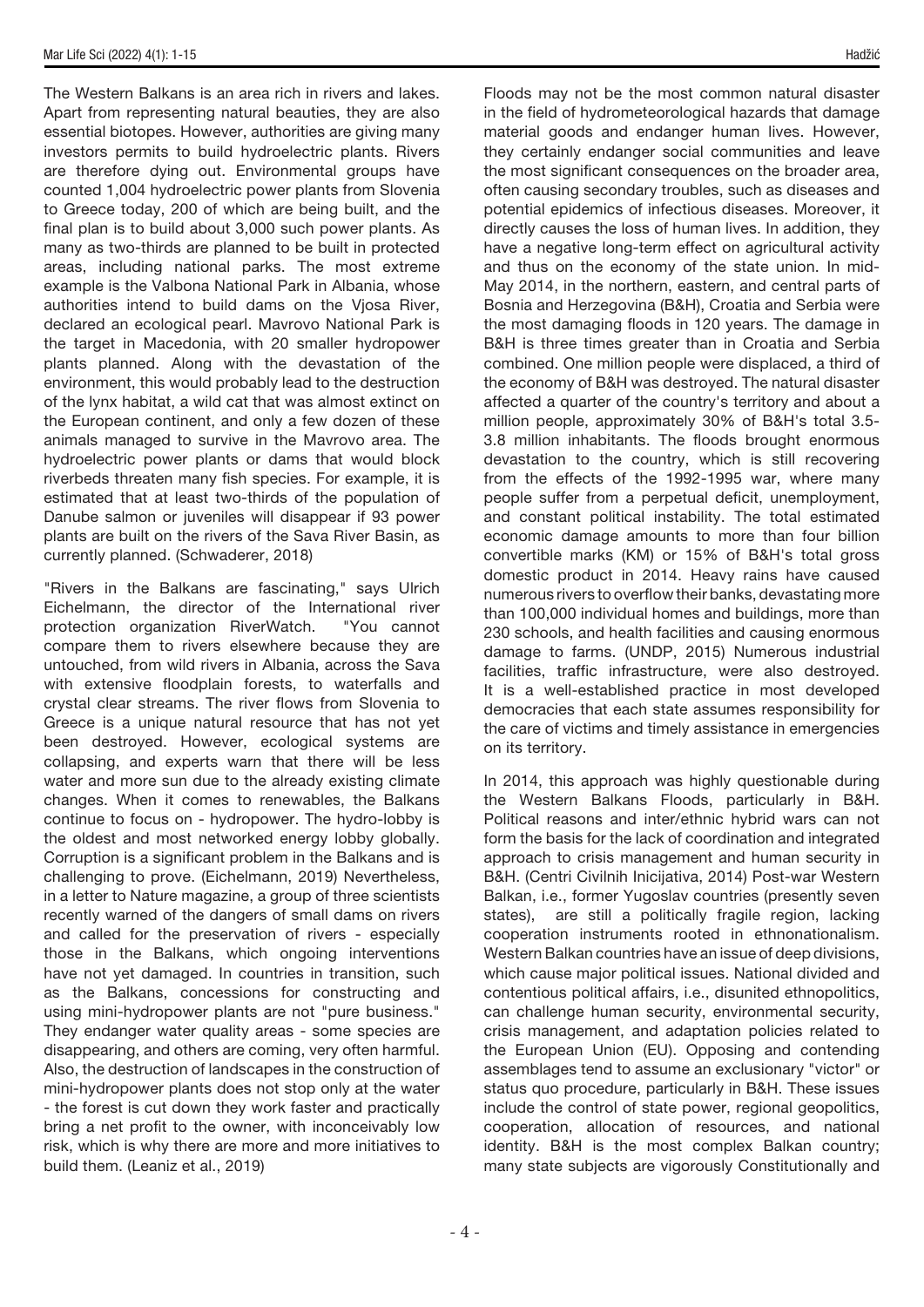The Western Balkans is an area rich in rivers and lakes. Apart from representing natural beauties, they are also essential biotopes. However, authorities are giving many investors permits to build hydroelectric plants. Rivers are therefore dying out. Environmental groups have counted 1,004 hydroelectric power plants from Slovenia to Greece today, 200 of which are being built, and the final plan is to build about 3,000 such power plants. As many as two-thirds are planned to be built in protected areas, including national parks. The most extreme example is the Valbona National Park in Albania, whose authorities intend to build dams on the Vjosa River, declared an ecological pearl. Mavrovo National Park is the target in Macedonia, with 20 smaller hydropower plants planned. Along with the devastation of the environment, this would probably lead to the destruction of the lynx habitat, a wild cat that was almost extinct on the European continent, and only a few dozen of these animals managed to survive in the Mavrovo area. The hydroelectric power plants or dams that would block riverbeds threaten many fish species. For example, it is estimated that at least two-thirds of the population of Danube salmon or juveniles will disappear if 93 power plants are built on the rivers of the Sava River Basin, as currently planned. (Schwaderer, 2018)

"Rivers in the Balkans are fascinating," says Ulrich Eichelmann, the director of the International river protection organization RiverWatch. "You cannot compare them to rivers elsewhere because they are untouched, from wild rivers in Albania, across the Sava with extensive floodplain forests, to waterfalls and crystal clear streams. The river flows from Slovenia to Greece is a unique natural resource that has not yet been destroyed. However, ecological systems are collapsing, and experts warn that there will be less water and more sun due to the already existing climate changes. When it comes to renewables, the Balkans continue to focus on - hydropower. The hydro-lobby is the oldest and most networked energy lobby globally. Corruption is a significant problem in the Balkans and is challenging to prove. (Eichelmann, 2019) Nevertheless, in a letter to Nature magazine, a group of three scientists recently warned of the dangers of small dams on rivers and called for the preservation of rivers - especially those in the Balkans, which ongoing interventions have not yet damaged. In countries in transition, such as the Balkans, concessions for constructing and using mini-hydropower plants are not "pure business." They endanger water quality areas - some species are disappearing, and others are coming, very often harmful. Also, the destruction of landscapes in the construction of mini-hydropower plants does not stop only at the water - the forest is cut down they work faster and practically bring a net profit to the owner, with inconceivably low risk, which is why there are more and more initiatives to build them. (Leaniz et al., 2019)

Floods may not be the most common natural disaster in the field of hydrometeorological hazards that damage material goods and endanger human lives. However, they certainly endanger social communities and leave the most significant consequences on the broader area, often causing secondary troubles, such as diseases and potential epidemics of infectious diseases. Moreover, it directly causes the loss of human lives. In addition, they have a negative long-term effect on agricultural activity and thus on the economy of the state union. In mid-May 2014, in the northern, eastern, and central parts of Bosnia and Herzegovina (B&H), Croatia and Serbia were the most damaging floods in 120 years. The damage in B&H is three times greater than in Croatia and Serbia combined. One million people were displaced, a third of the economy of B&H was destroyed. The natural disaster affected a quarter of the country's territory and about a million people, approximately 30% of B&H's total 3.5-3.8 million inhabitants. The floods brought enormous devastation to the country, which is still recovering from the effects of the 1992-1995 war, where many people suffer from a perpetual deficit, unemployment, and constant political instability. The total estimated economic damage amounts to more than four billion convertible marks (KM) or 15% of B&H's total gross domestic product in 2014. Heavy rains have caused numerous rivers to overflow their banks, devastating more than 100,000 individual homes and buildings, more than 230 schools, and health facilities and causing enormous damage to farms. (UNDP, 2015) Numerous industrial facilities, traffic infrastructure, were also destroyed. It is a well-established practice in most developed democracies that each state assumes responsibility for the care of victims and timely assistance in emergencies on its territory.

In 2014, this approach was highly questionable during the Western Balkans Floods, particularly in B&H. Political reasons and inter/ethnic hybrid wars can not form the basis for the lack of coordination and integrated approach to crisis management and human security in B&H. (Centri Civilnih Inicijativa, 2014) Post-war Western Balkan, i.e., former Yugoslav countries (presently seven states), are still a politically fragile region, lacking cooperation instruments rooted in ethnonationalism. Western Balkan countries have an issue of deep divisions, which cause major political issues. National divided and contentious political affairs, i.e., disunited ethnopolitics, can challenge human security, environmental security, crisis management, and adaptation policies related to the European Union (EU). Opposing and contending assemblages tend to assume an exclusionary "victor" or status quo procedure, particularly in B&H. These issues include the control of state power, regional geopolitics, cooperation, allocation of resources, and national identity. B&H is the most complex Balkan country; many state subjects are vigorously Constitutionally and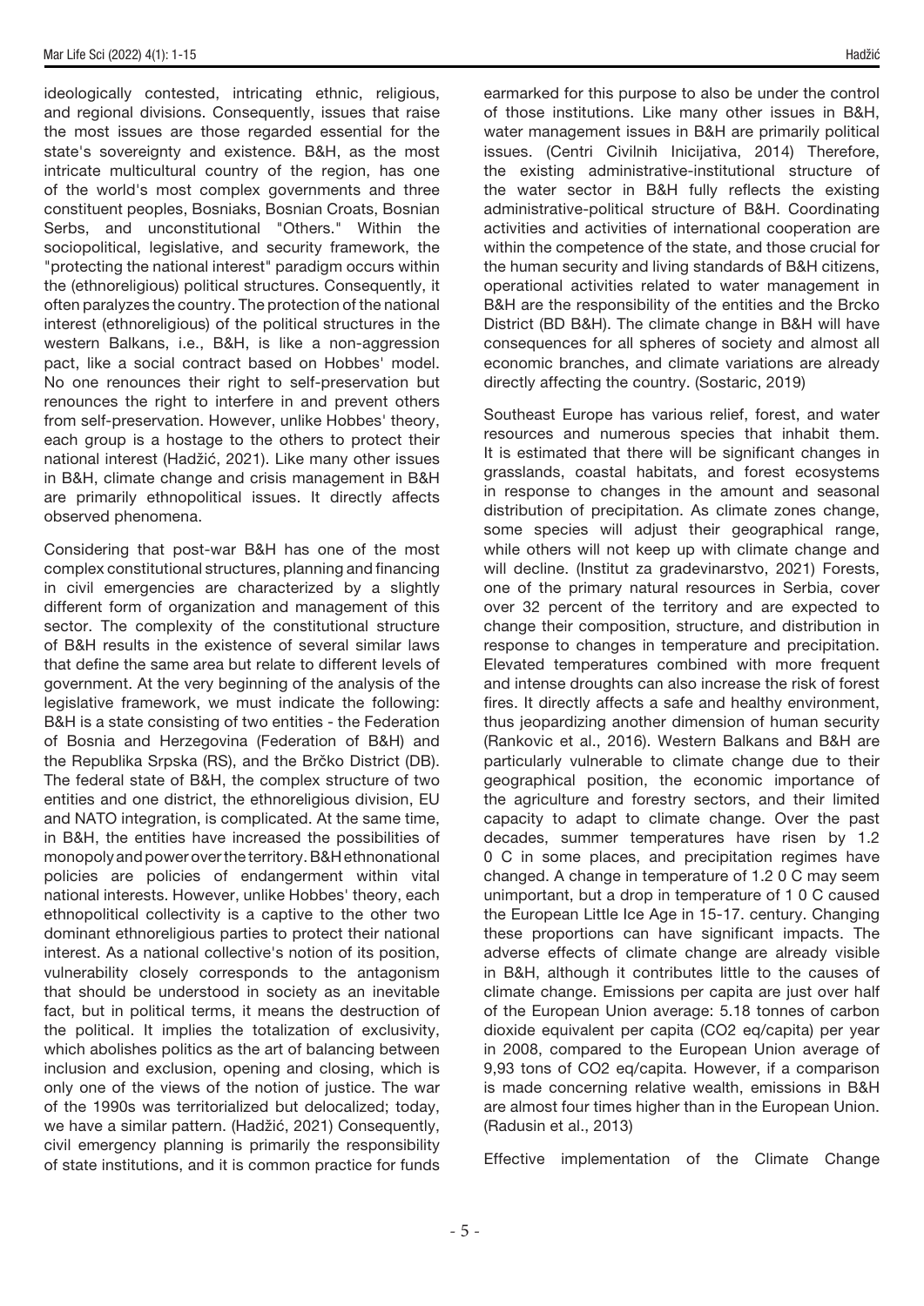ideologically contested, intricating ethnic, religious, and regional divisions. Consequently, issues that raise the most issues are those regarded essential for the state's sovereignty and existence. B&H, as the most intricate multicultural country of the region, has one of the world's most complex governments and three constituent peoples, Bosniaks, Bosnian Croats, Bosnian Serbs, and unconstitutional "Others." Within the sociopolitical, legislative, and security framework, the "protecting the national interest" paradigm occurs within the (ethnoreligious) political structures. Consequently, it often paralyzes the country. The protection of the national interest (ethnoreligious) of the political structures in the western Balkans, i.e., B&H, is like a non-aggression pact, like a social contract based on Hobbes' model. No one renounces their right to self-preservation but renounces the right to interfere in and prevent others from self-preservation. However, unlike Hobbes' theory, each group is a hostage to the others to protect their national interest (Hadžić, 2021). Like many other issues in B&H, climate change and crisis management in B&H are primarily ethnopolitical issues. It directly affects observed phenomena.

Considering that post-war B&H has one of the most complex constitutional structures, planning and financing in civil emergencies are characterized by a slightly different form of organization and management of this sector. The complexity of the constitutional structure of B&H results in the existence of several similar laws that define the same area but relate to different levels of government. At the very beginning of the analysis of the legislative framework, we must indicate the following: B&H is a state consisting of two entities - the Federation of Bosnia and Herzegovina (Federation of B&H) and the Republika Srpska (RS), and the Brčko District (DB). The federal state of B&H, the complex structure of two entities and one district, the ethnoreligious division, EU and NATO integration, is complicated. At the same time, in B&H, the entities have increased the possibilities of monopoly and power over the territory. B&H ethnonational policies are policies of endangerment within vital national interests. However, unlike Hobbes' theory, each ethnopolitical collectivity is a captive to the other two dominant ethnoreligious parties to protect their national interest. As a national collective's notion of its position, vulnerability closely corresponds to the antagonism that should be understood in society as an inevitable fact, but in political terms, it means the destruction of the political. It implies the totalization of exclusivity, which abolishes politics as the art of balancing between inclusion and exclusion, opening and closing, which is only one of the views of the notion of justice. The war of the 1990s was territorialized but delocalized; today, we have a similar pattern. (Hadžić, 2021) Consequently, civil emergency planning is primarily the responsibility of state institutions, and it is common practice for funds earmarked for this purpose to also be under the control of those institutions. Like many other issues in B&H, water management issues in B&H are primarily political issues. (Centri Civilnih Inicijativa, 2014) Therefore, the existing administrative-institutional structure of the water sector in B&H fully reflects the existing administrative-political structure of B&H. Coordinating activities and activities of international cooperation are within the competence of the state, and those crucial for the human security and living standards of B&H citizens, operational activities related to water management in B&H are the responsibility of the entities and the Brcko District (BD B&H). The climate change in B&H will have consequences for all spheres of society and almost all economic branches, and climate variations are already directly affecting the country. (Sostaric, 2019)

Southeast Europe has various relief, forest, and water resources and numerous species that inhabit them. It is estimated that there will be significant changes in grasslands, coastal habitats, and forest ecosystems in response to changes in the amount and seasonal distribution of precipitation. As climate zones change, some species will adjust their geographical range, while others will not keep up with climate change and will decline. (Institut za gradevinarstvo, 2021) Forests, one of the primary natural resources in Serbia, cover over 32 percent of the territory and are expected to change their composition, structure, and distribution in response to changes in temperature and precipitation. Elevated temperatures combined with more frequent and intense droughts can also increase the risk of forest fires. It directly affects a safe and healthy environment, thus jeopardizing another dimension of human security (Rankovic et al., 2016). Western Balkans and B&H are particularly vulnerable to climate change due to their geographical position, the economic importance of the agriculture and forestry sectors, and their limited capacity to adapt to climate change. Over the past decades, summer temperatures have risen by 1.2 $^{0}$C in some places, and precipitation regimes have changed. A change in temperature of 1.2 $^{0}$C may seem unimportant, but a drop in temperature of 1 $^{0}$C caused the European Little Ice Age in 15-17. century. Changing these proportions can have significant impacts. The adverse effects of climate change are already visible in B&H, although it contributes little to the causes of climate change. Emissions per capita are just over half of the European Union average: 5.18 tonnes of carbon dioxide equivalent per capita ($CO_2$ eq/capita) per year in 2008, compared to the European Union average of 9,93 tons of $CO_2$ eq/capita. However, if a comparison is made concerning relative wealth, emissions in B&H are almost four times higher than in the European Union. (Radusin et al., 2013)

Effective implementation of the Climate Change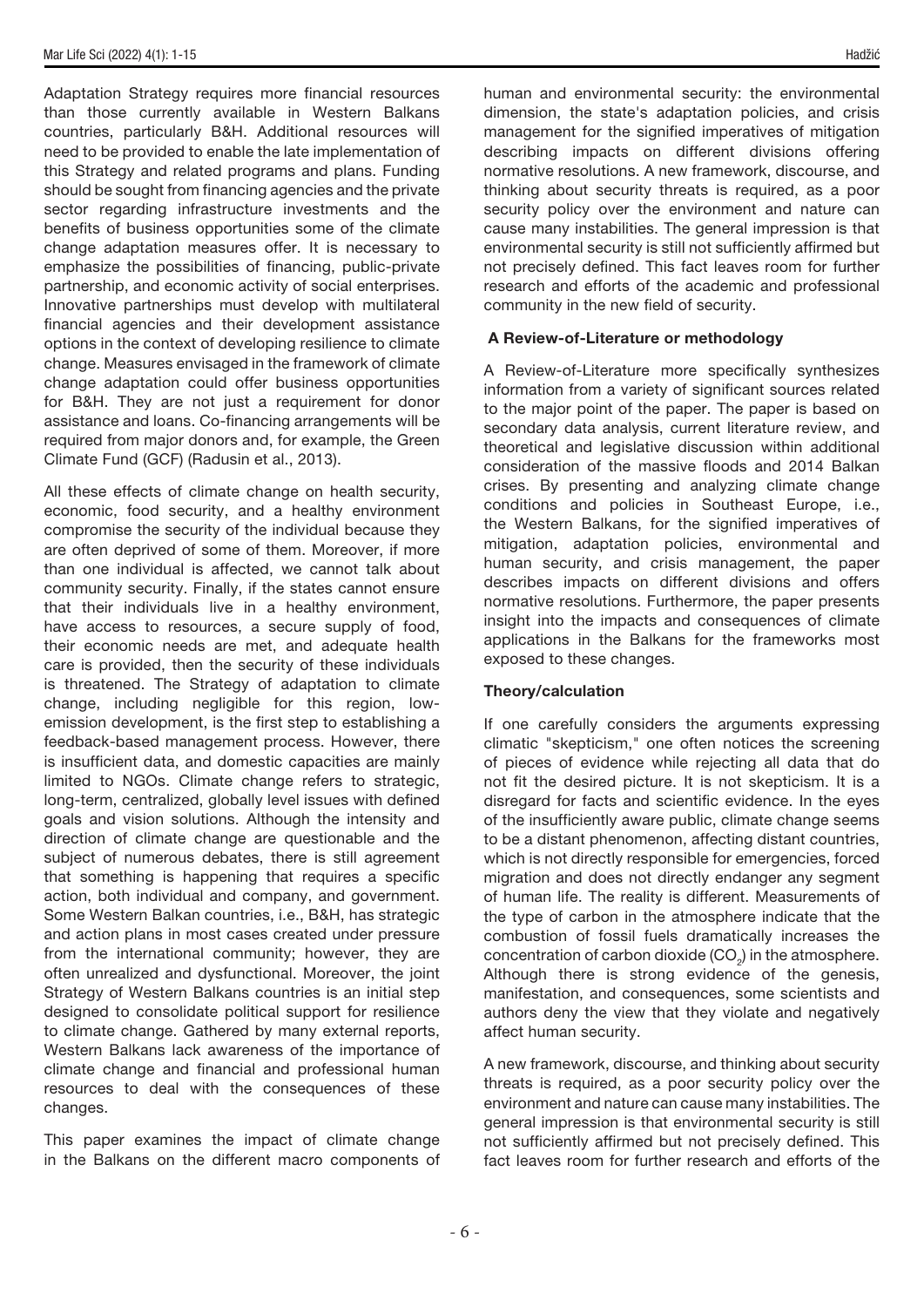Adaptation Strategy requires more financial resources than those currently available in Western Balkans countries, particularly B&H. Additional resources will need to be provided to enable the late implementation of this Strategy and related programs and plans. Funding should be sought from financing agencies and the private sector regarding infrastructure investments and the benefits of business opportunities some of the climate change adaptation measures offer. It is necessary to emphasize the possibilities of financing, public-private partnership, and economic activity of social enterprises. Innovative partnerships must develop with multilateral financial agencies and their development assistance options in the context of developing resilience to climate change. Measures envisaged in the framework of climate change adaptation could offer business opportunities for B&H. They are not just a requirement for donor assistance and loans. Co-financing arrangements will be required from major donors and, for example, the Green Climate Fund (GCF) (Radusin et al., 2013).

All these effects of climate change on health security, economic, food security, and a healthy environment compromise the security of the individual because they are often deprived of some of them. Moreover, if more than one individual is affected, we cannot talk about community security. Finally, if the states cannot ensure that their individuals live in a healthy environment, have access to resources, a secure supply of food, their economic needs are met, and adequate health care is provided, then the security of these individuals is threatened. The Strategy of adaptation to climate change, including negligible for this region, low-emission development, is the first step to establishing a feedback-based management process. However, there is insufficient data, and domestic capacities are mainly limited to NGOs. Climate change refers to strategic, long-term, centralized, globally level issues with defined goals and vision solutions. Although the intensity and direction of climate change are questionable and the subject of numerous debates, there is still agreement that something is happening that requires a specific action, both individual and company, and government. Some Western Balkan countries, i.e., B&H, has strategic and action plans in most cases created under pressure from the international community; however, they are often unrealized and dysfunctional. Moreover, the joint Strategy of Western Balkans countries is an initial step designed to consolidate political support for resilience to climate change. Gathered by many external reports, Western Balkans lack awareness of the importance of climate change and financial and professional human resources to deal with the consequences of these changes.

This paper examines the impact of climate change in the Balkans on the different macro components of human and environmental security: the environmental dimension, the state's adaptation policies, and crisis management for the signified imperatives of mitigation describing impacts on different divisions offering normative resolutions. A new framework, discourse, and thinking about security threats is required, as a poor security policy over the environment and nature can cause many instabilities. The general impression is that environmental security is still not sufficiently affirmed but not precisely defined. This fact leaves room for further research and efforts of the academic and professional community in the new field of security.

**A Review-of-Literature or methodology**

A Review-of-Literature more specifically synthesizes information from a variety of significant sources related to the major point of the paper. The paper is based on secondary data analysis, current literature review, and theoretical and legislative discussion within additional consideration of the massive floods and 2014 Balkan crises. By presenting and analyzing climate change conditions and policies in Southeast Europe, i.e., the Western Balkans, for the signified imperatives of mitigation, adaptation policies, environmental and human security, and crisis management, the paper describes impacts on different divisions and offers normative resolutions. Furthermore, the paper presents insight into the impacts and consequences of climate applications in the Balkans for the frameworks most exposed to these changes.

**Theory/calculation**

If one carefully considers the arguments expressing climatic "skepticism," one often notices the screening of pieces of evidence while rejecting all data that do not fit the desired picture. It is not skepticism. It is a disregard for facts and scientific evidence. In the eyes of the insufficiently aware public, climate change seems to be a distant phenomenon, affecting distant countries, which is not directly responsible for emergencies, forced migration and does not directly endanger any segment of human life. The reality is different. Measurements of the type of carbon in the atmosphere indicate that the combustion of fossil fuels dramatically increases the concentration of carbon dioxide ($CO_2$) in the atmosphere. Although there is strong evidence of the genesis, manifestation, and consequences, some scientists and authors deny the view that they violate and negatively affect human security.

A new framework, discourse, and thinking about security threats is required, as a poor security policy over the environment and nature can cause many instabilities. The general impression is that environmental security is still not sufficiently affirmed but not precisely defined. This fact leaves room for further research and efforts of the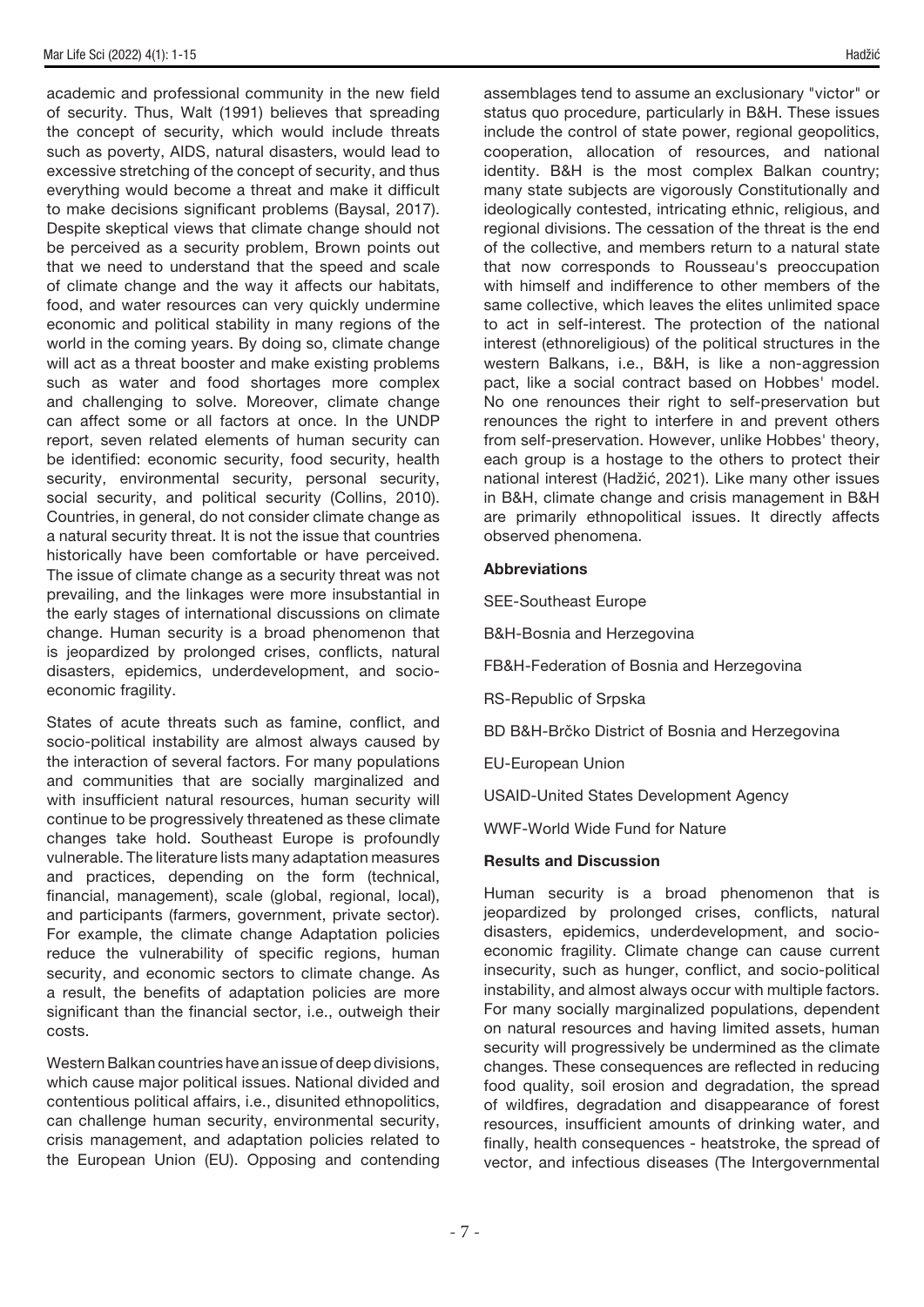academic and professional community in the new field of security. Thus, Walt (1991) believes that spreading the concept of security, which would include threats such as poverty, AIDS, natural disasters, would lead to excessive stretching of the concept of security, and thus everything would become a threat and make it difficult to make decisions significant problems (Baysal, 2017). Despite skeptical views that climate change should not be perceived as a security problem, Brown points out that we need to understand that the speed and scale of climate change and the way it affects our habitats, food, and water resources can very quickly undermine economic and political stability in many regions of the world in the coming years. By doing so, climate change will act as a threat booster and make existing problems such as water and food shortages more complex and challenging to solve. Moreover, climate change can affect some or all factors at once. In the UNDP report, seven related elements of human security can be identified: economic security, food security, health security, environmental security, personal security, social security, and political security (Collins, 2010). Countries, in general, do not consider climate change as a natural security threat. It is not the issue that countries historically have been comfortable or have perceived. The issue of climate change as a security threat was not prevailing, and the linkages were more insubstantial in the early stages of international discussions on climate change. Human security is a broad phenomenon that is jeopardized by prolonged crises, conflicts, natural disasters, epidemics, underdevelopment, and socio-economic fragility.

States of acute threats such as famine, conflict, and socio-political instability are almost always caused by the interaction of several factors. For many populations and communities that are socially marginalized and with insufficient natural resources, human security will continue to be progressively threatened as these climate changes take hold. Southeast Europe is profoundly vulnerable. The literature lists many adaptation measures and practices, depending on the form (technical, financial, management), scale (global, regional, local), and participants (farmers, government, private sector). For example, the climate change Adaptation policies reduce the vulnerability of specific regions, human security, and economic sectors to climate change. As a result, the benefits of adaptation policies are more significant than the financial sector, i.e., outweigh their costs.

Western Balkan countries have an issue of deep divisions, which cause major political issues. National divided and contentious political affairs, i.e., disunited ethnopolitics, can challenge human security, environmental security, crisis management, and adaptation policies related to the European Union (EU). Opposing and contending assemblages tend to assume an exclusionary "victor" or status quo procedure, particularly in B&H. These issues include the control of state power, regional geopolitics, cooperation, allocation of resources, and national identity. B&H is the most complex Balkan country; many state subjects are vigorously Constitutionally and ideologically contested, intricating ethnic, religious, and regional divisions. The cessation of the threat is the end of the collective, and members return to a natural state that now corresponds to Rousseau's preoccupation with himself and indifference to other members of the same collective, which leaves the elites unlimited space to act in self-interest. The protection of the national interest (ethnoreligious) of the political structures in the western Balkans, i.e., B&H, is like a non-aggression pact, like a social contract based on Hobbes' model. No one renounces their right to self-preservation but renounces the right to interfere in and prevent others from self-preservation. However, unlike Hobbes' theory, each group is a hostage to the others to protect their national interest (Hadžić, 2021). Like many other issues in B&H, climate change and crisis management in B&H are primarily ethnopolitical issues. It directly affects observed phenomena.

### Abbreviations

SEE-Southeast Europe

B&H-Bosnia and Herzegovina

FB&H-Federation of Bosnia and Herzegovina

RS-Republic of Srpska

BD B&H-Brčko District of Bosnia and Herzegovina

EU-European Union

USAID-United States Development Agency

WWF-World Wide Fund for Nature

### Results and Discussion

Human security is a broad phenomenon that is jeopardized by prolonged crises, conflicts, natural disasters, epidemics, underdevelopment, and socio-economic fragility. Climate change can cause current insecurity, such as hunger, conflict, and socio-political instability, and almost always occur with multiple factors. For many socially marginalized populations, dependent on natural resources and having limited assets, human security will progressively be undermined as the climate changes. These consequences are reflected in reducing food quality, soil erosion and degradation, the spread of wildfires, degradation and disappearance of forest resources, insufficient amounts of drinking water, and finally, health consequences - heatstroke, the spread of vector, and infectious diseases (The Intergovernmental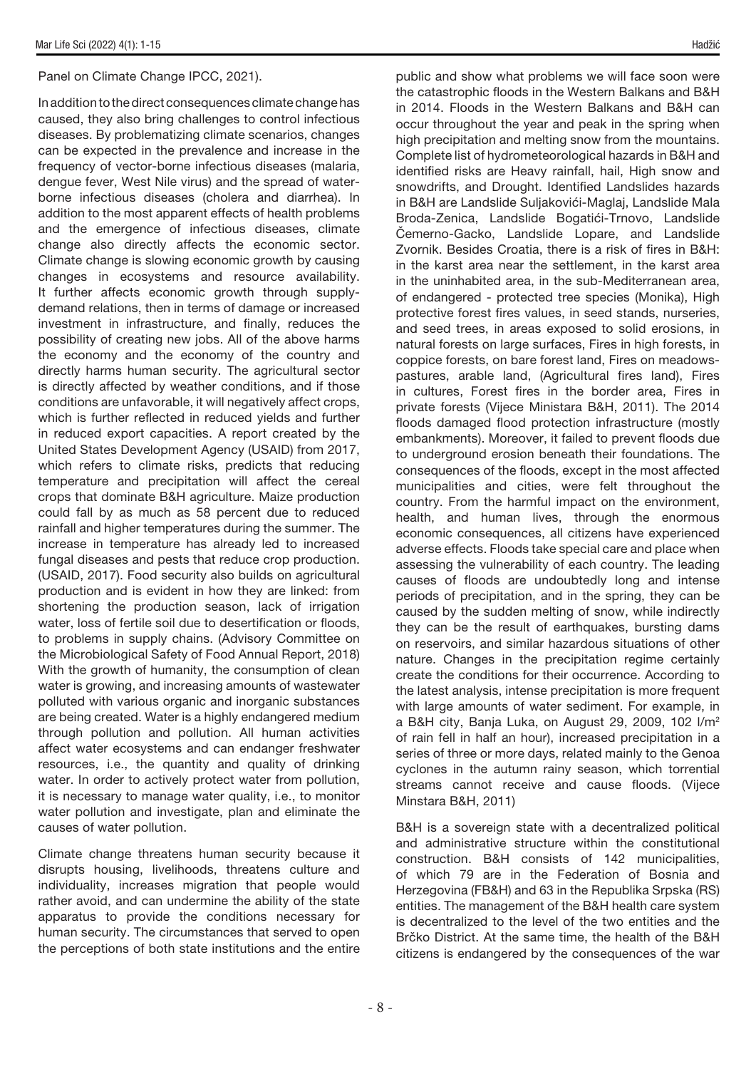Panel on Climate Change IPCC, 2021).

In addition to the direct consequences climate change has caused, they also bring challenges to control infectious diseases. By problematizing climate scenarios, changes can be expected in the prevalence and increase in the frequency of vector-borne infectious diseases (malaria, dengue fever, West Nile virus) and the spread of water-borne infectious diseases (cholera and diarrhea). In addition to the most apparent effects of health problems and the emergence of infectious diseases, climate change also directly affects the economic sector. Climate change is slowing economic growth by causing changes in ecosystems and resource availability. It further affects economic growth through supply-demand relations, then in terms of damage or increased investment in infrastructure, and finally, reduces the possibility of creating new jobs. All of the above harms the economy and the economy of the country and directly harms human security. The agricultural sector is directly affected by weather conditions, and if those conditions are unfavorable, it will negatively affect crops, which is further reflected in reduced yields and further in reduced export capacities. A report created by the United States Development Agency (USAID) from 2017, which refers to climate risks, predicts that reducing temperature and precipitation will affect the cereal crops that dominate B&H agriculture. Maize production could fall by as much as 58 percent due to reduced rainfall and higher temperatures during the summer. The increase in temperature has already led to increased fungal diseases and pests that reduce crop production. (USAID, 2017). Food security also builds on agricultural production and is evident in how they are linked: from shortening the production season, lack of irrigation water, loss of fertile soil due to desertification or floods, to problems in supply chains. (Advisory Committee on the Microbiological Safety of Food Annual Report, 2018) With the growth of humanity, the consumption of clean water is growing, and increasing amounts of wastewater polluted with various organic and inorganic substances are being created. Water is a highly endangered medium through pollution and pollution. All human activities affect water ecosystems and can endanger freshwater resources, i.e., the quantity and quality of drinking water. In order to actively protect water from pollution, it is necessary to manage water quality, i.e., to monitor water pollution and investigate, plan and eliminate the causes of water pollution.

Climate change threatens human security because it disrupts housing, livelihoods, threatens culture and individuality, increases migration that people would rather avoid, and can undermine the ability of the state apparatus to provide the conditions necessary for human security. The circumstances that served to open the perceptions of both state institutions and the entire public and show what problems we will face soon were the catastrophic floods in the Western Balkans and B&H in 2014. Floods in the Western Balkans and B&H can occur throughout the year and peak in the spring when high precipitation and melting snow from the mountains. Complete list of hydrometeorological hazards in B&H and identified risks are Heavy rainfall, hail, High snow and snowdrifts, and Drought. Identified Landslides hazards in B&H are Landslide Suljakovići-Maglaj, Landslide Mala Broda-Zenica, Landslide Bogatići-Trnovo, Landslide Čemerno-Gacko, Landslide Lopare, and Landslide Zvornik. Besides Croatia, there is a risk of fires in B&H: in the karst area near the settlement, in the karst area in the uninhabited area, in the sub-Mediterranean area, of endangered - protected tree species (Monika), High protective forest fires values, in seed stands, nurseries, and seed trees, in areas exposed to solid erosions, in natural forests on large surfaces, Fires in high forests, in coppice forests, on bare forest land, Fires on meadows-pastures, arable land, (Agricultural fires land), Fires in cultures, Forest fires in the border area, Fires in private forests (Vijece Ministara B&H, 2011). The 2014 floods damaged flood protection infrastructure (mostly embankments). Moreover, it failed to prevent floods due to underground erosion beneath their foundations. The consequences of the floods, except in the most affected municipalities and cities, were felt throughout the country. From the harmful impact on the environment, health, and human lives, through the enormous economic consequences, all citizens have experienced adverse effects. Floods take special care and place when assessing the vulnerability of each country. The leading causes of floods are undoubtedly long and intense periods of precipitation, and in the spring, they can be caused by the sudden melting of snow, while indirectly they can be the result of earthquakes, bursting dams on reservoirs, and similar hazardous situations of other nature. Changes in the precipitation regime certainly create the conditions for their occurrence. According to the latest analysis, intense precipitation is more frequent with large amounts of water sediment. For example, in a B&H city, Banja Luka, on August 29, 2009, 102 $l/m^2$ of rain fell in half an hour), increased precipitation in a series of three or more days, related mainly to the Genoa cyclones in the autumn rainy season, which torrential streams cannot receive and cause floods. (Vijece Minstara B&H, 2011)

B&H is a sovereign state with a decentralized political and administrative structure within the constitutional construction. B&H consists of 142 municipalities, of which 79 are in the Federation of Bosnia and Herzegovina (FB&H) and 63 in the Republika Srpska (RS) entities. The management of the B&H health care system is decentralized to the level of the two entities and the Brčko District. At the same time, the health of the B&H citizens is endangered by the consequences of the war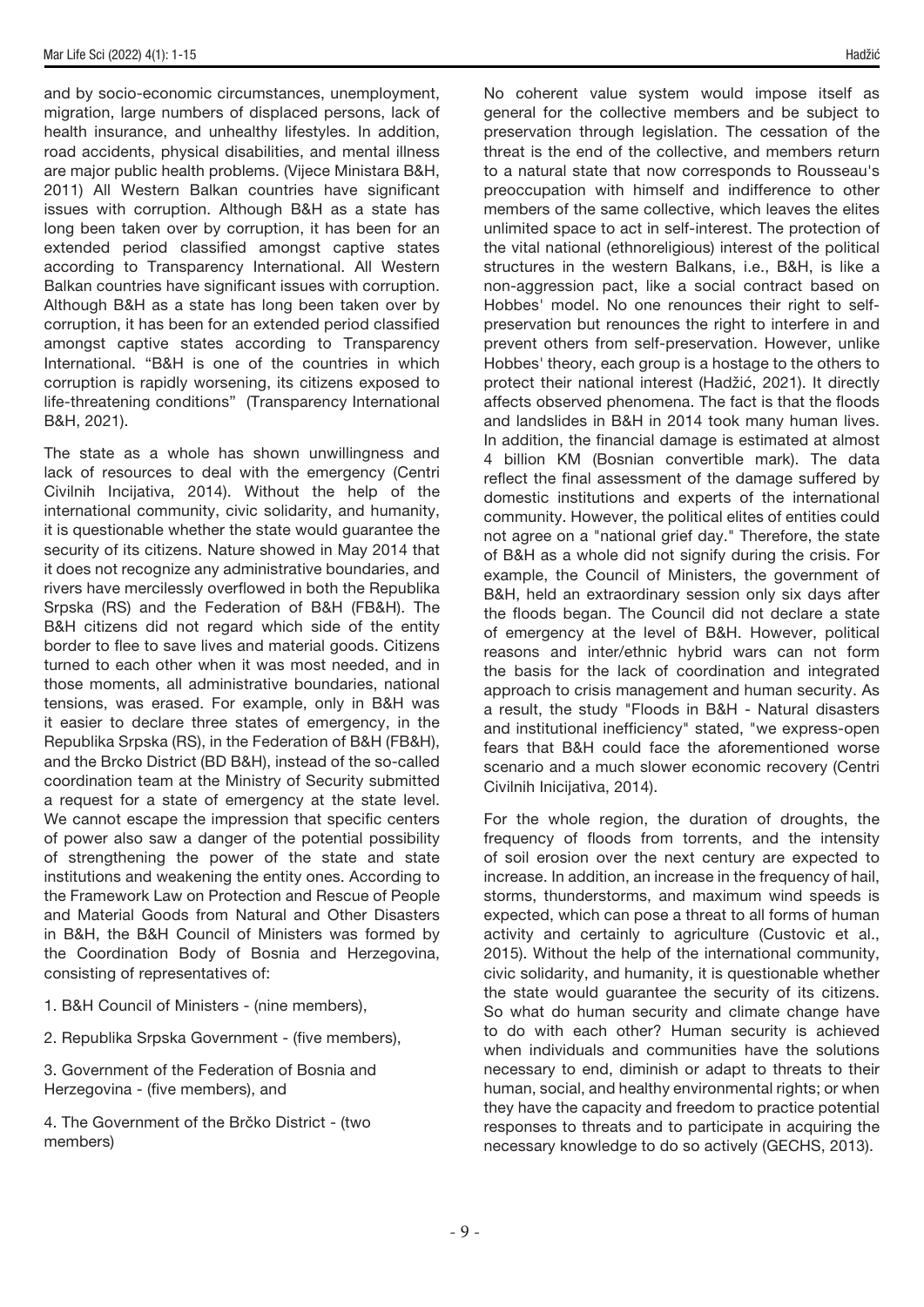and by socio-economic circumstances, unemployment, migration, large numbers of displaced persons, lack of health insurance, and unhealthy lifestyles. In addition, road accidents, physical disabilities, and mental illness are major public health problems. (Vijece Ministara B&H, 2011) All Western Balkan countries have significant issues with corruption. Although B&H as a state has long been taken over by corruption, it has been for an extended period classified amongst captive states according to Transparency International. All Western Balkan countries have significant issues with corruption. Although B&H as a state has long been taken over by corruption, it has been for an extended period classified amongst captive states according to Transparency International. "B&H is one of the countries in which corruption is rapidly worsening, its citizens exposed to life-threatening conditions" (Transparency International B&H, 2021).

The state as a whole has shown unwillingness and lack of resources to deal with the emergency (Centri Civilnih Incijativa, 2014). Without the help of the international community, civic solidarity, and humanity, it is questionable whether the state would guarantee the security of its citizens. Nature showed in May 2014 that it does not recognize any administrative boundaries, and rivers have mercilessly overflowed in both the Republika Srpska (RS) and the Federation of B&H (FB&H). The B&H citizens did not regard which side of the entity border to flee to save lives and material goods. Citizens turned to each other when it was most needed, and in those moments, all administrative boundaries, national tensions, was erased. For example, only in B&H was it easier to declare three states of emergency, in the Republika Srpska (RS), in the Federation of B&H (FB&H), and the Brcko District (BD B&H), instead of the so-called coordination team at the Ministry of Security submitted a request for a state of emergency at the state level. We cannot escape the impression that specific centers of power also saw a danger of the potential possibility of strengthening the power of the state and state institutions and weakening the entity ones. According to the Framework Law on Protection and Rescue of People and Material Goods from Natural and Other Disasters in B&H, the B&H Council of Ministers was formed by the Coordination Body of Bosnia and Herzegovina, consisting of representatives of:

1. B&H Council of Ministers - (nine members),
2. Republika Srpska Government - (five members),
3. Government of the Federation of Bosnia and Herzegovina - (five members), and
4. The Government of the Brčko District - (two members)

No coherent value system would impose itself as general for the collective members and be subject to preservation through legislation. The cessation of the threat is the end of the collective, and members return to a natural state that now corresponds to Rousseau's preoccupation with himself and indifference to other members of the same collective, which leaves the elites unlimited space to act in self-interest. The protection of the vital national (ethnoreligious) interest of the political structures in the western Balkans, i.e., B&H, is like a non-aggression pact, like a social contract based on Hobbes' model. No one renounces their right to self-preservation but renounces the right to interfere in and prevent others from self-preservation. However, unlike Hobbes' theory, each group is a hostage to the others to protect their national interest (Hadžić, 2021). It directly affects observed phenomena. The fact is that the floods and landslides in B&H in 2014 took many human lives. In addition, the financial damage is estimated at almost 4 billion KM (Bosnian convertible mark). The data reflect the final assessment of the damage suffered by domestic institutions and experts of the international community. However, the political elites of entities could not agree on a "national grief day." Therefore, the state of B&H as a whole did not signify during the crisis. For example, the Council of Ministers, the government of B&H, held an extraordinary session only six days after the floods began. The Council did not declare a state of emergency at the level of B&H. However, political reasons and inter/ethnic hybrid wars can not form the basis for the lack of coordination and integrated approach to crisis management and human security. As a result, the study "Floods in B&H - Natural disasters and institutional inefficiency" stated, "we express-open fears that B&H could face the aforementioned worse scenario and a much slower economic recovery (Centri Civilnih Inicijativa, 2014).

For the whole region, the duration of droughts, the frequency of floods from torrents, and the intensity of soil erosion over the next century are expected to increase. In addition, an increase in the frequency of hail, storms, thunderstorms, and maximum wind speeds is expected, which can pose a threat to all forms of human activity and certainly to agriculture (Custovic et al., 2015). Without the help of the international community, civic solidarity, and humanity, it is questionable whether the state would guarantee the security of its citizens. So what do human security and climate change have to do with each other? Human security is achieved when individuals and communities have the solutions necessary to end, diminish or adapt to threats to their human, social, and healthy environmental rights; or when they have the capacity and freedom to practice potential responses to threats and to participate in acquiring the necessary knowledge to do so actively (GECHS, 2013).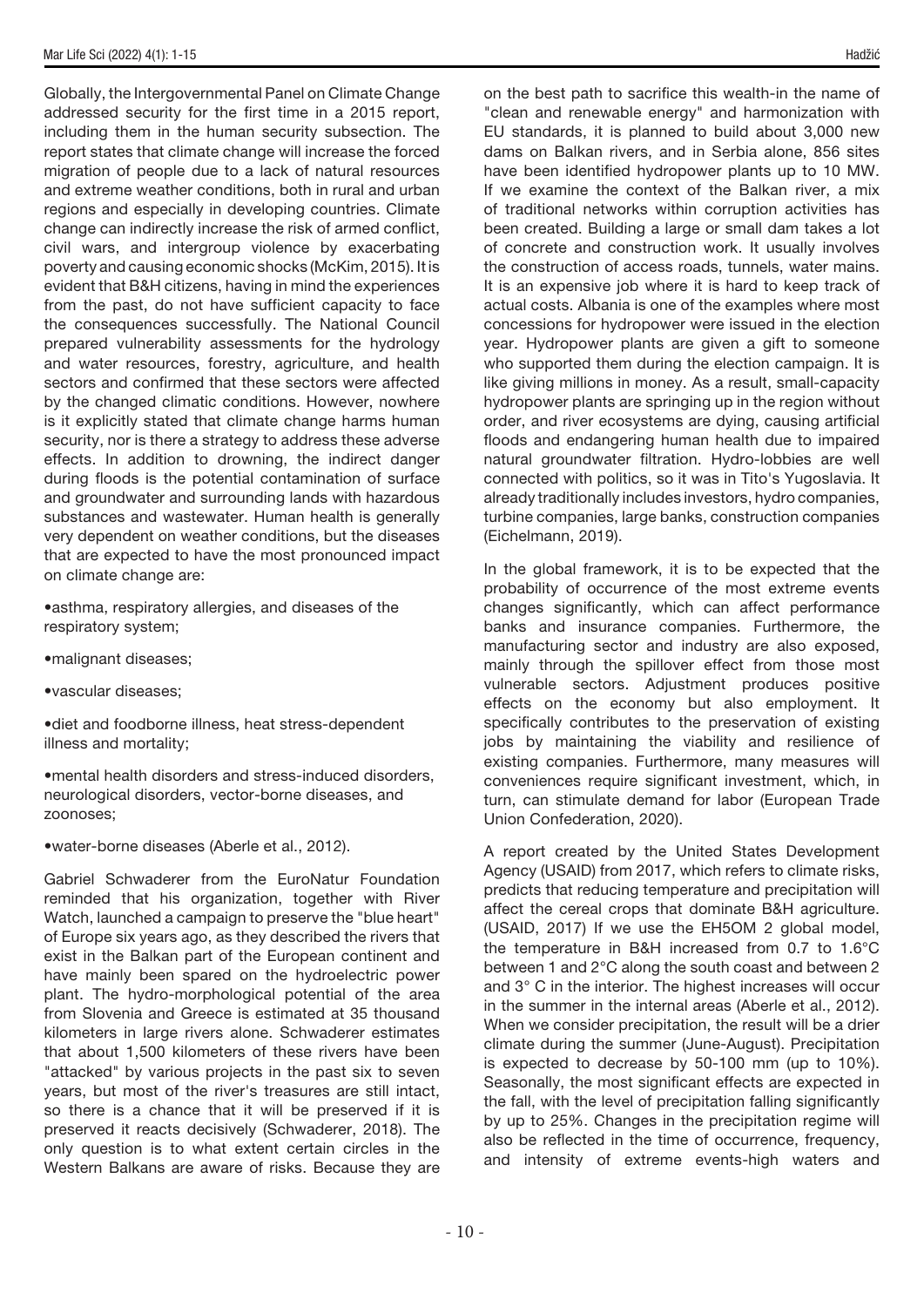Globally, the Intergovernmental Panel on Climate Change addressed security for the first time in a 2015 report, including them in the human security subsection. The report states that climate change will increase the forced migration of people due to a lack of natural resources and extreme weather conditions, both in rural and urban regions and especially in developing countries. Climate change can indirectly increase the risk of armed conflict, civil wars, and intergroup violence by exacerbating poverty and causing economic shocks (McKim, 2015). It is evident that B&H citizens, having in mind the experiences from the past, do not have sufficient capacity to face the consequences successfully. The National Council prepared vulnerability assessments for the hydrology and water resources, forestry, agriculture, and health sectors and confirmed that these sectors were affected by the changed climatic conditions. However, nowhere is it explicitly stated that climate change harms human security, nor is there a strategy to address these adverse effects. In addition to drowning, the indirect danger during floods is the potential contamination of surface and groundwater and surrounding lands with hazardous substances and wastewater. Human health is generally very dependent on weather conditions, but the diseases that are expected to have the most pronounced impact on climate change are:

- asthma, respiratory allergies, and diseases of the respiratory system;
- malignant diseases;
- vascular diseases;
- diet and foodborne illness, heat stress-dependent illness and mortality;
- mental health disorders and stress-induced disorders, neurological disorders, vector-borne diseases, and zoonoses;
- water-borne diseases (Aberle et al., 2012).

Gabriel Schwaderer from the EuroNatur Foundation reminded that his organization, together with River Watch, launched a campaign to preserve the "blue heart" of Europe six years ago, as they described the rivers that exist in the Balkan part of the European continent and have mainly been spared on the hydroelectric power plant. The hydro-morphological potential of the area from Slovenia and Greece is estimated at 35 thousand kilometers in large rivers alone. Schwaderer estimates that about 1,500 kilometers of these rivers have been "attacked" by various projects in the past six to seven years, but most of the river's treasures are still intact, so there is a chance that it will be preserved if it is preserved it reacts decisively (Schwaderer, 2018). The only question is to what extent certain circles in the Western Balkans are aware of risks. Because they are on the best path to sacrifice this wealth-in the name of "clean and renewable energy" and harmonization with EU standards, it is planned to build about 3,000 new dams on Balkan rivers, and in Serbia alone, 856 sites have been identified hydropower plants up to 10 MW. If we examine the context of the Balkan river, a mix of traditional networks within corruption activities has been created. Building a large or small dam takes a lot of concrete and construction work. It usually involves the construction of access roads, tunnels, water mains. It is an expensive job where it is hard to keep track of actual costs. Albania is one of the examples where most concessions for hydropower were issued in the election year. Hydropower plants are given a gift to someone who supported them during the election campaign. It is like giving millions in money. As a result, small-capacity hydropower plants are springing up in the region without order, and river ecosystems are dying, causing artificial floods and endangering human health due to impaired natural groundwater filtration. Hydro-lobbies are well connected with politics, so it was in Tito's Yugoslavia. It already traditionally includes investors, hydro companies, turbine companies, large banks, construction companies (Eichelmann, 2019).

In the global framework, it is to be expected that the probability of occurrence of the most extreme events changes significantly, which can affect performance banks and insurance companies. Furthermore, the manufacturing sector and industry are also exposed, mainly through the spillover effect from those most vulnerable sectors. Adjustment produces positive effects on the economy but also employment. It specifically contributes to the preservation of existing jobs by maintaining the viability and resilience of existing companies. Furthermore, many measures will conveniences require significant investment, which, in turn, can stimulate demand for labor (European Trade Union Confederation, 2020).

A report created by the United States Development Agency (USAID) from 2017, which refers to climate risks, predicts that reducing temperature and precipitation will affect the cereal crops that dominate B&H agriculture. (USAID, 2017) If we use the EH5OM 2 global model, the temperature in B&H increased from 0.7 to 1.6°C between 1 and 2°C along the south coast and between 2 and 3° C in the interior. The highest increases will occur in the summer in the internal areas (Aberle et al., 2012). When we consider precipitation, the result will be a drier climate during the summer (June-August). Precipitation is expected to decrease by 50-100 mm (up to 10%). Seasonally, the most significant effects are expected in the fall, with the level of precipitation falling significantly by up to 25%. Changes in the precipitation regime will also be reflected in the time of occurrence, frequency, and intensity of extreme events-high waters and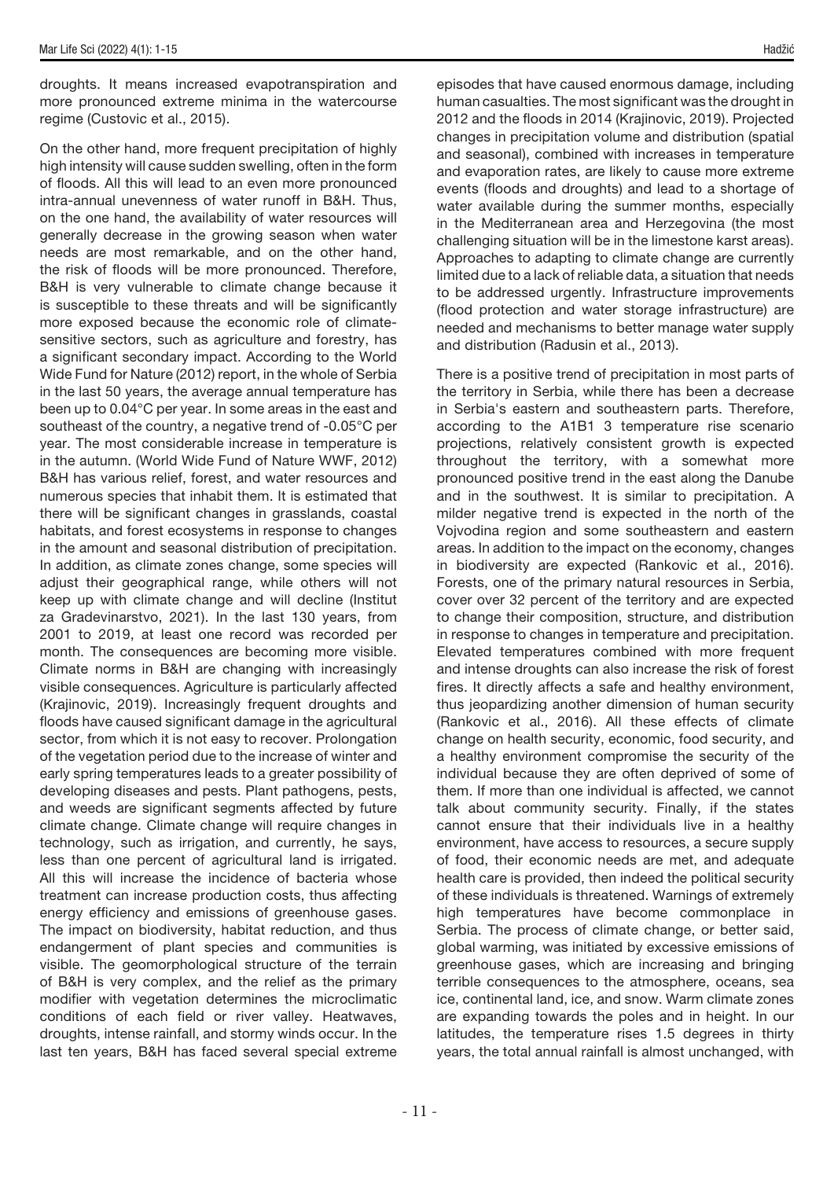droughts. It means increased evapotranspiration and more pronounced extreme minima in the watercourse regime (Custovic et al., 2015).

On the other hand, more frequent precipitation of highly high intensity will cause sudden swelling, often in the form of floods. All this will lead to an even more pronounced intra-annual unevenness of water runoff in B&H. Thus, on the one hand, the availability of water resources will generally decrease in the growing season when water needs are most remarkable, and on the other hand, the risk of floods will be more pronounced. Therefore, B&H is very vulnerable to climate change because it is susceptible to these threats and will be significantly more exposed because the economic role of climate-sensitive sectors, such as agriculture and forestry, has a significant secondary impact. According to the World Wide Fund for Nature (2012) report, in the whole of Serbia in the last 50 years, the average annual temperature has been up to 0.04°C per year. In some areas in the east and southeast of the country, a negative trend of -0.05°C per year. The most considerable increase in temperature is in the autumn. (World Wide Fund of Nature WWF, 2012) B&H has various relief, forest, and water resources and numerous species that inhabit them. It is estimated that there will be significant changes in grasslands, coastal habitats, and forest ecosystems in response to changes in the amount and seasonal distribution of precipitation. In addition, as climate zones change, some species will adjust their geographical range, while others will not keep up with climate change and will decline (Institut za Gradevinarstvo, 2021). In the last 130 years, from 2001 to 2019, at least one record was recorded per month. The consequences are becoming more visible. Climate norms in B&H are changing with increasingly visible consequences. Agriculture is particularly affected (Krajinovic, 2019). Increasingly frequent droughts and floods have caused significant damage in the agricultural sector, from which it is not easy to recover. Prolongation of the vegetation period due to the increase of winter and early spring temperatures leads to a greater possibility of developing diseases and pests. Plant pathogens, pests, and weeds are significant segments affected by future climate change. Climate change will require changes in technology, such as irrigation, and currently, he says, less than one percent of agricultural land is irrigated. All this will increase the incidence of bacteria whose treatment can increase production costs, thus affecting energy efficiency and emissions of greenhouse gases. The impact on biodiversity, habitat reduction, and thus endangerment of plant species and communities is visible. The geomorphological structure of the terrain of B&H is very complex, and the relief as the primary modifier with vegetation determines the microclimatic conditions of each field or river valley. Heatwaves, droughts, intense rainfall, and stormy winds occur. In the last ten years, B&H has faced several special extreme episodes that have caused enormous damage, including human casualties. The most significant was the drought in 2012 and the floods in 2014 (Krajinovic, 2019). Projected changes in precipitation volume and distribution (spatial and seasonal), combined with increases in temperature and evaporation rates, are likely to cause more extreme events (floods and droughts) and lead to a shortage of water available during the summer months, especially in the Mediterranean area and Herzegovina (the most challenging situation will be in the limestone karst areas). Approaches to adapting to climate change are currently limited due to a lack of reliable data, a situation that needs to be addressed urgently. Infrastructure improvements (flood protection and water storage infrastructure) are needed and mechanisms to better manage water supply and distribution (Radusin et al., 2013).

There is a positive trend of precipitation in most parts of the territory in Serbia, while there has been a decrease in Serbia's eastern and southeastern parts. Therefore, according to the A1B1 3 temperature rise scenario projections, relatively consistent growth is expected throughout the territory, with a somewhat more pronounced positive trend in the east along the Danube and in the southwest. It is similar to precipitation. A milder negative trend is expected in the north of the Vojvodina region and some southeastern and eastern areas. In addition to the impact on the economy, changes in biodiversity are expected (Rankovic et al., 2016). Forests, one of the primary natural resources in Serbia, cover over 32 percent of the territory and are expected to change their composition, structure, and distribution in response to changes in temperature and precipitation. Elevated temperatures combined with more frequent and intense droughts can also increase the risk of forest fires. It directly affects a safe and healthy environment, thus jeopardizing another dimension of human security (Rankovic et al., 2016). All these effects of climate change on health security, economic, food security, and a healthy environment compromise the security of the individual because they are often deprived of some of them. If more than one individual is affected, we cannot talk about community security. Finally, if the states cannot ensure that their individuals live in a healthy environment, have access to resources, a secure supply of food, their economic needs are met, and adequate health care is provided, then indeed the political security of these individuals is threatened. Warnings of extremely high temperatures have become commonplace in Serbia. The process of climate change, or better said, global warming, was initiated by excessive emissions of greenhouse gases, which are increasing and bringing terrible consequences to the atmosphere, oceans, sea ice, continental land, ice, and snow. Warm climate zones are expanding towards the poles and in height. In our latitudes, the temperature rises 1.5 degrees in thirty years, the total annual rainfall is almost unchanged, with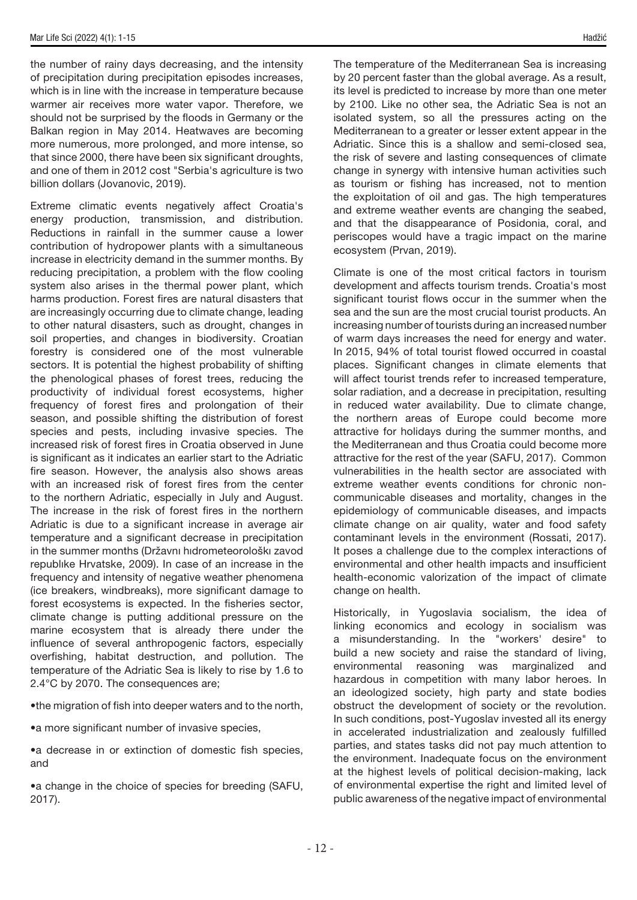the number of rainy days decreasing, and the intensity of precipitation during precipitation episodes increases, which is in line with the increase in temperature because warmer air receives more water vapor. Therefore, we should not be surprised by the floods in Germany or the Balkan region in May 2014. Heatwaves are becoming more numerous, more prolonged, and more intense, so that since 2000, there have been six significant droughts, and one of them in 2012 cost "Serbia's agriculture is two billion dollars (Jovanovic, 2019).

Extreme climatic events negatively affect Croatia's energy production, transmission, and distribution. Reductions in rainfall in the summer cause a lower contribution of hydropower plants with a simultaneous increase in electricity demand in the summer months. By reducing precipitation, a problem with the flow cooling system also arises in the thermal power plant, which harms production. Forest fires are natural disasters that are increasingly occurring due to climate change, leading to other natural disasters, such as drought, changes in soil properties, and changes in biodiversity. Croatian forestry is considered one of the most vulnerable sectors. It is potential the highest probability of shifting the phenological phases of forest trees, reducing the productivity of individual forest ecosystems, higher frequency of forest fires and prolongation of their season, and possible shifting the distribution of forest species and pests, including invasive species. The increased risk of forest fires in Croatia observed in June is significant as it indicates an earlier start to the Adriatic fire season. However, the analysis also shows areas with an increased risk of forest fires from the center to the northern Adriatic, especially in July and August. The increase in the risk of forest fires in the northern Adriatic is due to a significant increase in average air temperature and a significant decrease in precipitation in the summer months (Državnı hıdrometeorološkı zavod republıke Hrvatske, 2009). In case of an increase in the frequency and intensity of negative weather phenomena (ice breakers, windbreaks), more significant damage to forest ecosystems is expected. In the fisheries sector, climate change is putting additional pressure on the marine ecosystem that is already there under the influence of several anthropogenic factors, especially overfishing, habitat destruction, and pollution. The temperature of the Adriatic Sea is likely to rise by 1.6 to 2.4°C by 2070. The consequences are;

- the migration of fish into deeper waters and to the north,
- a more significant number of invasive species,
- a decrease in or extinction of domestic fish species, and
- a change in the choice of species for breeding (SAFU, 2017).

The temperature of the Mediterranean Sea is increasing by 20 percent faster than the global average. As a result, its level is predicted to increase by more than one meter by 2100. Like no other sea, the Adriatic Sea is not an isolated system, so all the pressures acting on the Mediterranean to a greater or lesser extent appear in the Adriatic. Since this is a shallow and semi-closed sea, the risk of severe and lasting consequences of climate change in synergy with intensive human activities such as tourism or fishing has increased, not to mention the exploitation of oil and gas. The high temperatures and extreme weather events are changing the seabed, and that the disappearance of Posidonia, coral, and periscopes would have a tragic impact on the marine ecosystem (Prvan, 2019).

Climate is one of the most critical factors in tourism development and affects tourism trends. Croatia's most significant tourist flows occur in the summer when the sea and the sun are the most crucial tourist products. An increasing number of tourists during an increased number of warm days increases the need for energy and water. In 2015, 94% of total tourist flowed occurred in coastal places. Significant changes in climate elements that will affect tourist trends refer to increased temperature, solar radiation, and a decrease in precipitation, resulting in reduced water availability. Due to climate change, the northern areas of Europe could become more attractive for holidays during the summer months, and the Mediterranean and thus Croatia could become more attractive for the rest of the year (SAFU, 2017). Common vulnerabilities in the health sector are associated with extreme weather events conditions for chronic non-communicable diseases and mortality, changes in the epidemiology of communicable diseases, and impacts climate change on air quality, water and food safety contaminant levels in the environment (Rossati, 2017). It poses a challenge due to the complex interactions of environmental and other health impacts and insufficient health-economic valorization of the impact of climate change on health.

Historically, in Yugoslavia socialism, the idea of linking economics and ecology in socialism was a misunderstanding. In the "workers' desire" to build a new society and raise the standard of living, environmental reasoning was marginalized and hazardous in competition with many labor heroes. In an ideologized society, high party and state bodies obstruct the development of society or the revolution. In such conditions, post-Yugoslav invested all its energy in accelerated industrialization and zealously fulfilled parties, and states tasks did not pay much attention to the environment. Inadequate focus on the environment at the highest levels of political decision-making, lack of environmental expertise the right and limited level of public awareness of the negative impact of environmental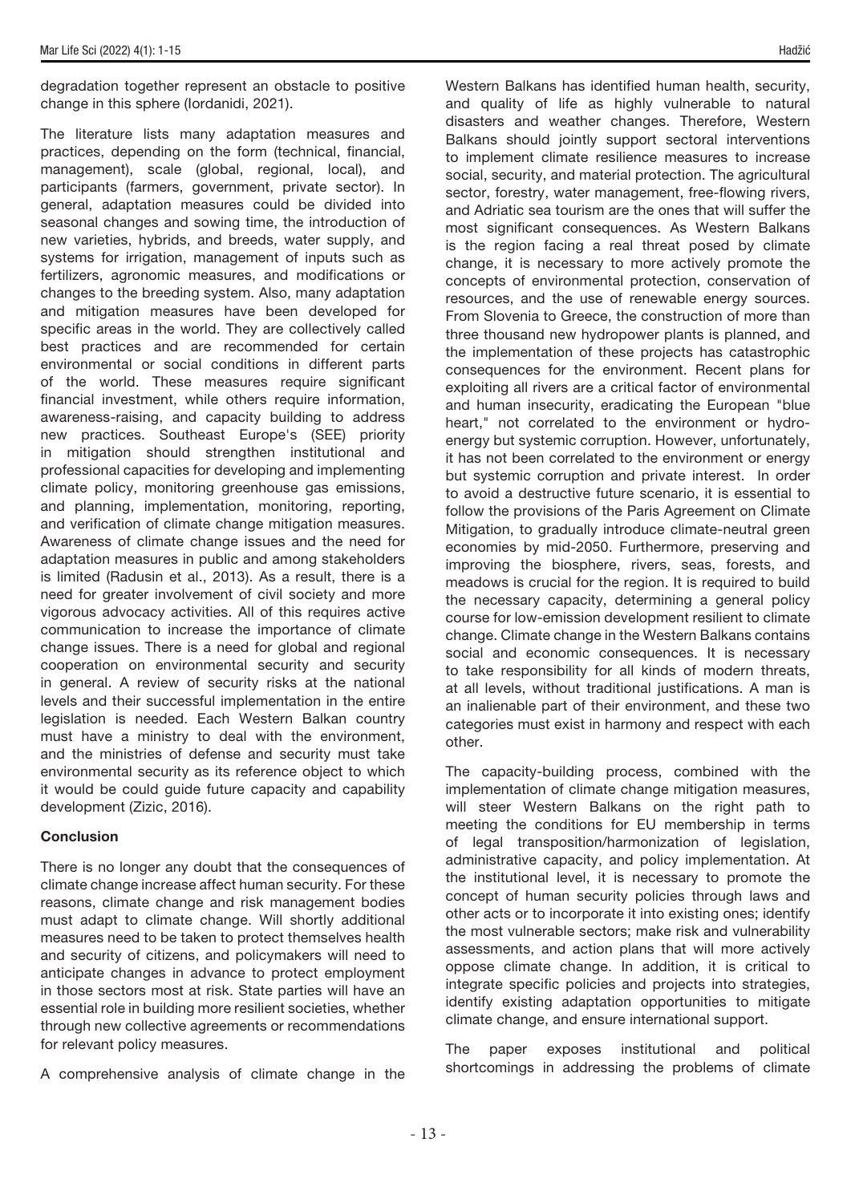degradation together represent an obstacle to positive change in this sphere (Iordanidi, 2021).

The literature lists many adaptation measures and practices, depending on the form (technical, financial, management), scale (global, regional, local), and participants (farmers, government, private sector). In general, adaptation measures could be divided into seasonal changes and sowing time, the introduction of new varieties, hybrids, and breeds, water supply, and systems for irrigation, management of inputs such as fertilizers, agronomic measures, and modifications or changes to the breeding system. Also, many adaptation and mitigation measures have been developed for specific areas in the world. They are collectively called best practices and are recommended for certain environmental or social conditions in different parts of the world. These measures require significant financial investment, while others require information, awareness-raising, and capacity building to address new practices. Southeast Europe's (SEE) priority in mitigation should strengthen institutional and professional capacities for developing and implementing climate policy, monitoring greenhouse gas emissions, and planning, implementation, monitoring, reporting, and verification of climate change mitigation measures. Awareness of climate change issues and the need for adaptation measures in public and among stakeholders is limited (Radusin et al., 2013). As a result, there is a need for greater involvement of civil society and more vigorous advocacy activities. All of this requires active communication to increase the importance of climate change issues. There is a need for global and regional cooperation on environmental security and security in general. A review of security risks at the national levels and their successful implementation in the entire legislation is needed. Each Western Balkan country must have a ministry to deal with the environment, and the ministries of defense and security must take environmental security as its reference object to which it would be could guide future capacity and capability development (Zizic, 2016).

## Conclusion

There is no longer any doubt that the consequences of climate change increase affect human security. For these reasons, climate change and risk management bodies must adapt to climate change. Will shortly additional measures need to be taken to protect themselves health and security of citizens, and policymakers will need to anticipate changes in advance to protect employment in those sectors most at risk. State parties will have an essential role in building more resilient societies, whether through new collective agreements or recommendations for relevant policy measures.

A comprehensive analysis of climate change in the Western Balkans has identified human health, security, and quality of life as highly vulnerable to natural disasters and weather changes. Therefore, Western Balkans should jointly support sectoral interventions to implement climate resilience measures to increase social, security, and material protection. The agricultural sector, forestry, water management, free-flowing rivers, and Adriatic sea tourism are the ones that will suffer the most significant consequences. As Western Balkans is the region facing a real threat posed by climate change, it is necessary to more actively promote the concepts of environmental protection, conservation of resources, and the use of renewable energy sources. From Slovenia to Greece, the construction of more than three thousand new hydropower plants is planned, and the implementation of these projects has catastrophic consequences for the environment. Recent plans for exploiting all rivers are a critical factor of environmental and human insecurity, eradicating the European "blue heart," not correlated to the environment or hydro-energy but systemic corruption. However, unfortunately, it has not been correlated to the environment or energy but systemic corruption and private interest. In order to avoid a destructive future scenario, it is essential to follow the provisions of the Paris Agreement on Climate Mitigation, to gradually introduce climate-neutral green economies by mid-2050. Furthermore, preserving and improving the biosphere, rivers, seas, forests, and meadows is crucial for the region. It is required to build the necessary capacity, determining a general policy course for low-emission development resilient to climate change. Climate change in the Western Balkans contains social and economic consequences. It is necessary to take responsibility for all kinds of modern threats, at all levels, without traditional justifications. A man is an inalienable part of their environment, and these two categories must exist in harmony and respect with each other.

The capacity-building process, combined with the implementation of climate change mitigation measures, will steer Western Balkans on the right path to meeting the conditions for EU membership in terms of legal transposition/harmonization of legislation, administrative capacity, and policy implementation. At the institutional level, it is necessary to promote the concept of human security policies through laws and other acts or to incorporate it into existing ones; identify the most vulnerable sectors; make risk and vulnerability assessments, and action plans that will more actively oppose climate change. In addition, it is critical to integrate specific policies and projects into strategies, identify existing adaptation opportunities to mitigate climate change, and ensure international support.

The paper exposes institutional and political shortcomings in addressing the problems of climate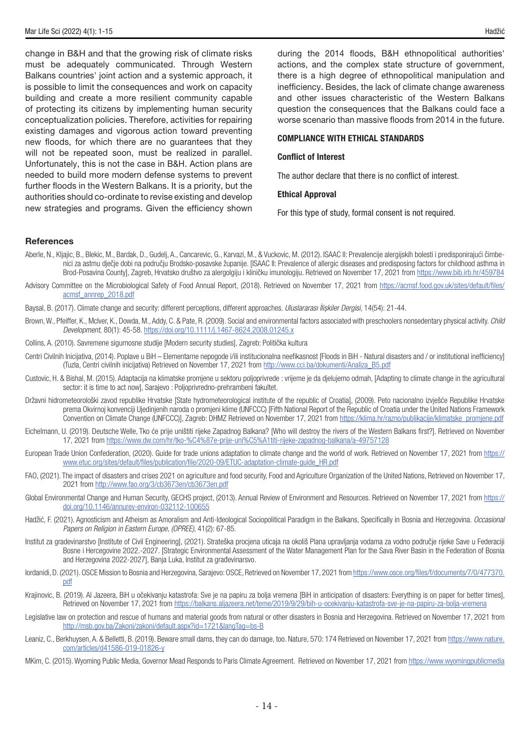change in B&H and that the growing risk of climate risks must be adequately communicated. Through Western Balkans countries' joint action and a systemic approach, it is possible to limit the consequences and work on capacity building and create a more resilient community capable of protecting its citizens by implementing human security conceptualization policies. Therefore, activities for repairing existing damages and vigorous action toward preventing new floods, for which there are no guarantees that they will not be repeated soon, must be realized in parallel. Unfortunately, this is not the case in B&H. Action plans are needed to build more modern defense systems to prevent further floods in the Western Balkans. It is a priority, but the authorities should co-ordinate to revise existing and develop new strategies and programs. Given the efficiency shown during the 2014 floods, B&H ethnopolitical authorities' actions, and the complex state structure of government, there is a high degree of ethnopolitical manipulation and inefficiency. Besides, the lack of climate change awareness and other issues characteristic of the Western Balkans question the consequences that the Balkans could face a worse scenario than massive floods from 2014 in the future.

## COMPLIANCE WITH ETHICAL STANDARDS

### Conflict of Interest

The author declare that there is no conflict of interest.

### Ethical Approval

For this type of study, formal consent is not required.

## References

Aberle, N., Kljajic, B., Blekic, M., Bardak, D., Gudelj, A., Cancarevic, G., Karvazi, M., & Vuckovic, M. (2012). ISAAC II: Prevalencije alergijskih bolesti i predisponirajući čimbenici za astmu dječje dobi na području Brodsko-posavske županije. [ISAAC II: Prevalence of allergic diseases and predisposing factors for childhood asthma in Brod-Posavina County], Zagreb, Hrvatsko društvo za alergolgiju i kliničku imunologiju. Retrieved on November 17, 2021 from https://www.bib.irb.hr/459784

Advisory Committee on the Microbiological Safety of Food Annual Report, (2018). Retrieved on November 17, 2021 from https://acmsf.food.gov.uk/sites/default/files/acmsf_annrep_2018.pdf

Baysal, B. (2017). Climate change and security: different perceptions, different approaches. *Uluslararası İlişkiler Dergisi,* 14(54): 21-44.

Brown, W., Pfeiffer, K., McIver, K., Dowda, M., Addy, C. & Pate, R. (2009). Social and environmental factors associated with preschoolers nonsedentary physical activity. *Child Development,* 80(1): 45-58. https://doi.org/10.1111/j.1467-8624.2008.01245.x

Collins, A. (2010). Savremene sigurnosne studije [Modern security studies], Zagreb: Politička kultura

Centri Civilnih Inicijativa, (2014). Poplave u BiH – Elementarne nepogode i/ili institucionalna neefikasnost [Floods in BiH - Natural disasters and / or institutional inefficiency] (Tuzla, Centri civilnih inicijativa) Retrieved on November 17, 2021 from http://www.cci.ba/dokumenti/Analiza_B5.pdf

Custovic, H. & Bishal, M. (2015). Adaptacija na klimatske promjene u sektoru poljoprivrede : vrijeme je da djelujemo odmah, [Adapting to climate change in the agricultural sector: it is time to act now], Sarajevo : Poljoprivredno-prehrambeni fakultet.

Državni hidrometeorološki zavod republike Hrvatske [State hydrometeorological institute of the republic of Croatia], (2009). Peto nacionalno izvješće Republike Hrvatske prema Okvirnoj konvenciji Ujedinjenih naroda o promjeni klime (UNFCCC) [Fifth National Report of the Republic of Croatia under the United Nations Framework Convention on Climate Change (UNFCCC)], Zagreb: DHMZ Retrieved on November 17, 2021 from https://klima.hr/razno/publikacije/klimatske_promjene.pdf

Eichelmann, U. (2019). Deutsche Welle, Tko će prije uništiti rijeke Zapadnog Balkana? [Who will destroy the rivers of the Western Balkans first?]. Retrieved on November 17, 2021 from https://www.dw.com/hr/tko-%C4%87e-prije-uni%C5%A1titi-rijeke-zapadnog-balkana/a-49757128

European Trade Union Confederation, (2020). Guide for trade unions adaptation to climate change and the world of work. Retrieved on November 17, 2021 from https://www.etuc.org/sites/default/files/publication/file/2020-09/ETUC-adaptation-climate-guide_HR.pdf

FAO, (2021). The impact of disasters and crises 2021 on agriculture and food security, Food and Agriculture Organization of the United Nations, Retrieved on November 17, 2021 from http://www.fao.org/3/cb3673en/cb3673en.pdf

Global Environmental Change and Human Security, GECHS project, (2013). Annual Review of Environment and Resources. Retrieved on November 17, 2021 from https://doi.org/10.1146/annurev-environ-032112-100655

Hadžić, F. (2021). Agnosticism and Atheism as Amoralism and Anti-Ideological Sociopolitical Paradigm in the Balkans, Specifically in Bosnia and Herzegovina. *Occasional Papers on Religion in Eastern Europe, (OPREE)*, 41(2): 67-85.

Institut za gradevinarstvo [Institute of Civil Engineering], (2021). Strateška procjena uticaja na okoliš Plana upravljanja vodama za vodno područje rijeke Save u Federaciji Bosne i Hercegovine 2022.-2027. [Strategic Environmental Assessment of the Water Management Plan for the Sava River Basin in the Federation of Bosnia and Herzegovina 2022-2027], Banja Luka, Institut za građevinarstvo.

Iordanidi, D. (2021). OSCE Mission to Bosnia and Herzegovina, Sarajevo: OSCE, Retrieved on November 17, 2021 from https://www.osce.org/files/f/documents/7/0/477370.pdf

Krajinovic, B. (2019). Al Jazeera, BiH u očekivanju katastrofa: Sve je na papiru za bolja vremena [BiH in anticipation of disasters: Everything is on paper for better times], Retrieved on November 17, 2021 from https://balkans.aljazeera.net/teme/2019/9/29/bih-u-ocekivanju-katastrofa-sve-je-na-papiru-za-bolja-vremena

Legislative law on protection and rescue of humans and material goods from natural or other disasters in Bosnia and Herzegovina. Retrieved on November 17, 2021 from http://msb.gov.ba/Zakoni/zakoni/default.aspx?id=1721&langTag=bs-B

Leaniz, C., Berkhuysen, A. & Belletti, B. (2019). Beware small dams, they can do damage, too. Nature, 570: 174 Retrieved on November 17, 2021 from https://www.nature.com/articles/d41586-019-01826-y

MKim, C. (2015). Wyoming Public Media, Governor Mead Responds to Paris Climate Agreement. Retrieved on November 17, 2021 from https://www.wyomingpublicmedia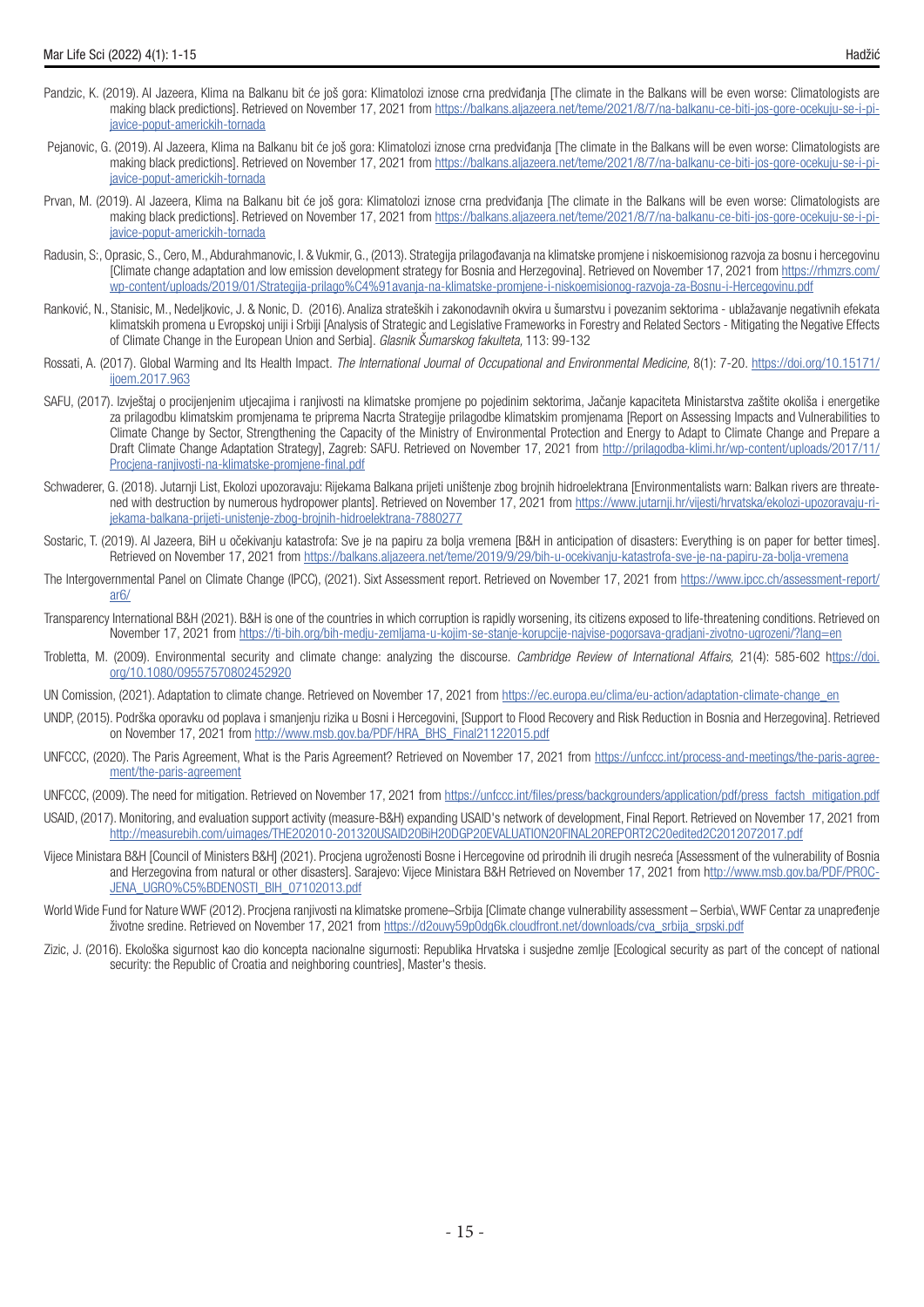Pandzic, K. (2019). Al Jazeera, Klima na Balkanu bit će još gora: Klimatolozi iznose crna predviđanja [The climate in the Balkans will be even worse: Climatologists are making black predictions]. Retrieved on November 17, 2021 from https://balkans.aljazeera.net/teme/2021/8/7/na-balkanu-ce-biti-jos-gore-ocekuju-se-i-pijavice-poput-americkih-tornada

Pejanovic, G. (2019). Al Jazeera, Klima na Balkanu bit će još gora: Klimatolozi iznose crna predviđanja [The climate in the Balkans will be even worse: Climatologists are making black predictions]. Retrieved on November 17, 2021 from https://balkans.aljazeera.net/teme/2021/8/7/na-balkanu-ce-biti-jos-gore-ocekuju-se-i-pijavice-poput-americkih-tornada

Prvan, M. (2019). Al Jazeera, Klima na Balkanu bit će još gora: Klimatolozi iznose crna predviđanja [The climate in the Balkans will be even worse: Climatologists are making black predictions]. Retrieved on November 17, 2021 from https://balkans.aljazeera.net/teme/2021/8/7/na-balkanu-ce-biti-jos-gore-ocekuju-se-i-pijavice-poput-americkih-tornada

Radusin, S:, Oprasic, S., Cero, M., Abdurahmanovic, I. & Vukmir, G., (2013). Strategija prilagođavanja na klimatske promjene i niskoemisionog razvoja za bosnu i hercegovinu [Climate change adaptation and low emission development strategy for Bosnia and Herzegovina]. Retrieved on November 17, 2021 from https://rhmzrs.com/wp-content/uploads/2019/01/Strategija-prilago%C4%91avanja-na-klimatske-promjene-i-niskoemisionog-razvoja-za-Bosnu-i-Hercegovinu.pdf

Ranković, N., Stanisic, M., Nedeljkovic, J. & Nonic, D. (2016). Analiza strateških i zakonodavnih okvira u šumarstvu i povezanim sektorima - ublažavanje negativnih efekata klimatskih promena u Evropskoj uniji i Srbiji [Analysis of Strategic and Legislative Frameworks in Forestry and Related Sectors - Mitigating the Negative Effects of Climate Change in the European Union and Serbia]. *Glasnik Šumarskog fakulteta,* 113: 99-132

Rossati, A. (2017). Global Warming and Its Health Impact. *The International Journal of Occupational and Environmental Medicine,* 8(1): 7-20. https://doi.org/10.15171/ijoem.2017.963

SAFU, (2017). Izvještaj o procijenjenim utjecajima i ranjivosti na klimatske promjene po pojedinim sektorima, Jačanje kapaciteta Ministarstva zaštite okoliša i energetike za prilagodbu klimatskim promjenama te priprema Nacrta Strategije prilagodbe klimatskim promjenama [Report on Assessing Impacts and Vulnerabilities to Climate Change by Sector, Strengthening the Capacity of the Ministry of Environmental Protection and Energy to Adapt to Climate Change and Prepare a Draft Climate Change Adaptation Strategy], Zagreb: SAFU. Retrieved on November 17, 2021 from http://prilagodba-klimi.hr/wp-content/uploads/2017/11/Procjena-ranjivosti-na-klimatske-promjene-final.pdf

Schwaderer, G. (2018). Jutarnji List, Ekolozi upozoravaju: Rijekama Balkana prijeti uništenje zbog brojnih hidroelektrana [Environmentalists warn: Balkan rivers are threatened with destruction by numerous hydropower plants]. Retrieved on November 17, 2021 from https://www.jutarnji.hr/vijesti/hrvatska/ekolozi-upozoravaju-rijekama-balkana-prijeti-unistenje-zbog-brojnih-hidroelektrana-7880277

Sostaric, T. (2019). Al Jazeera, BiH u očekivanju katastrofa: Sve je na papiru za bolja vremena [B&H in anticipation of disasters: Everything is on paper for better times]. Retrieved on November 17, 2021 from https://balkans.aljazeera.net/teme/2019/9/29/bih-u-ocekivanju-katastrofa-sve-je-na-papiru-za-bolja-vremena

The Intergovernmental Panel on Climate Change (IPCC), (2021). Sixt Assessment report. Retrieved on November 17, 2021 from https://www.ipcc.ch/assessment-report/ar6/

Transparency International B&H (2021). B&H is one of the countries in which corruption is rapidly worsening, its citizens exposed to life-threatening conditions. Retrieved on November 17, 2021 from https://ti-bih.org/bih-medju-zemljama-u-kojim-se-stanje-korupcije-najvise-pogorsava-gradjani-zivotno-ugrozeni/?lang=en

Trobletta, M. (2009). Environmental security and climate change: analyzing the discourse. *Cambridge Review of International Affairs,* 21(4): 585-602 https://doi.org/10.1080/09557570802452920

UN Comission, (2021). Adaptation to climate change. Retrieved on November 17, 2021 from https://ec.europa.eu/clima/eu-action/adaptation-climate-change_en

UNDP, (2015). Podrška oporavku od poplava i smanjenju rizika u Bosni i Hercegovini, [Support to Flood Recovery and Risk Reduction in Bosnia and Herzegovina]. Retrieved on November 17, 2021 from http://www.msb.gov.ba/PDF/HRA_BHS_Final21122015.pdf

UNFCCC, (2020). The Paris Agreement, What is the Paris Agreement? Retrieved on November 17, 2021 from https://unfccc.int/process-and-meetings/the-paris-agreement/the-paris-agreement

UNFCCC, (2009). The need for mitigation. Retrieved on November 17, 2021 from https://unfccc.int/files/press/backgrounders/application/pdf/press_factsh_mitigation.pdf

USAID, (2017). Monitoring, and evaluation support activity (measure-B&H) expanding USAID's network of development, Final Report. Retrieved on November 17, 2021 from http://measurebih.com/uimages/THE202010-201320USAID20BiH20DGP20EVALUATION20FINAL20REPORT2C20edited2C2012072017.pdf

Vijece Ministara B&H [Council of Ministers B&H] (2021). Procjena ugroženosti Bosne i Hercegovine od prirodnih ili drugih nesreća [Assessment of the vulnerability of Bosnia and Herzegovina from natural or other disasters]. Sarajevo: Vijece Ministara B&H Retrieved on November 17, 2021 from http://www.msb.gov.ba/PDF/PROCJENA_UGRO%C5%BDENOSTI_BIH_07102013.pdf

World Wide Fund for Nature WWF (2012). Procjena ranjivosti na klimatske promene–Srbija [Climate change vulnerability assessment – Serbia\, WWF Centar za unapređenje životne sredine. Retrieved on November 17, 2021 from https://d2ouvy59p0dg6k.cloudfront.net/downloads/cva_srbija_srpski.pdf

Zizic, J. (2016). Ekološka sigurnost kao dio koncepta nacionalne sigurnosti: Republika Hrvatska i susjedne zemlje [Ecological security as part of the concept of national security: the Republic of Croatia and neighboring countries], Master's thesis.